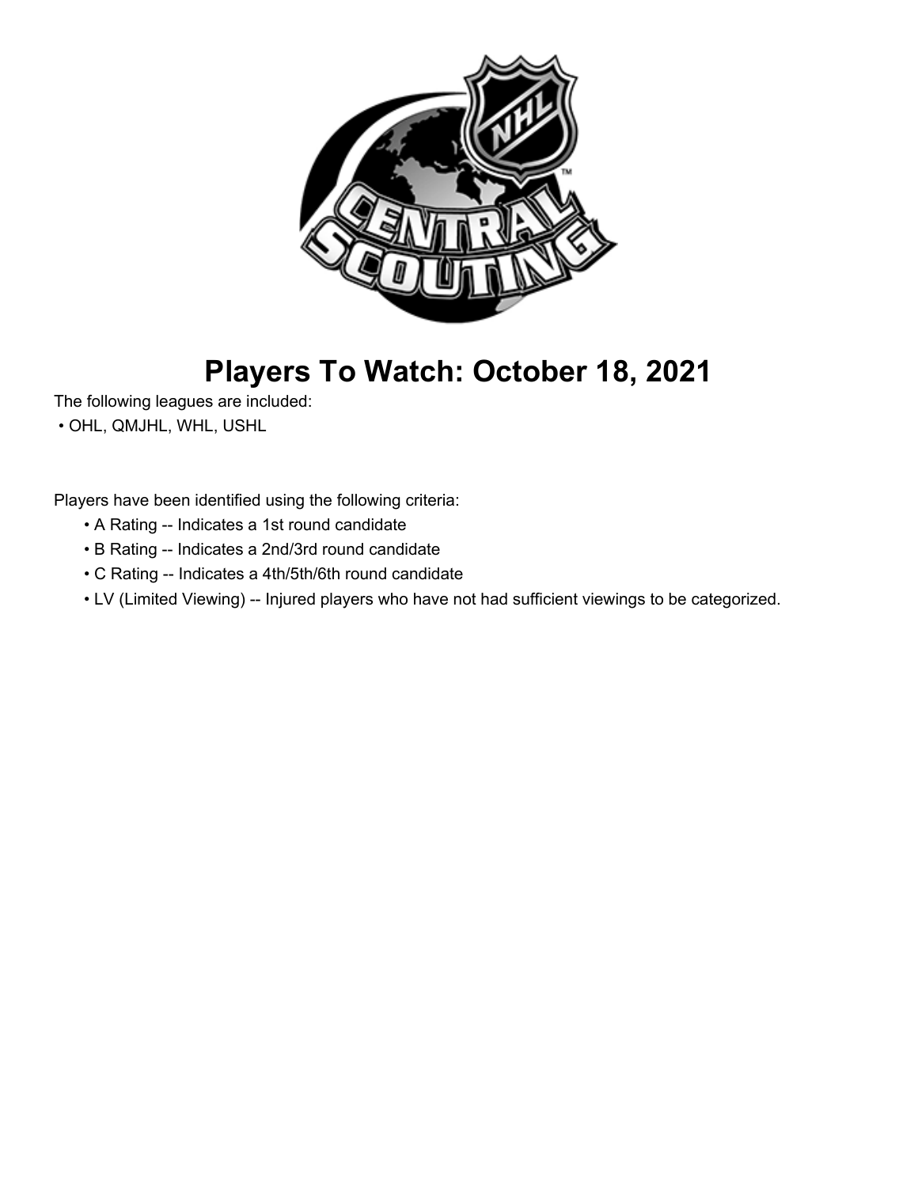# Players To Watch: October 18, 2021

The following leagues are included:

- OHL, QMJHL, WHL, USHL

Players have been identified using the following criteria:

- A Rating -- Indicates a 1st round candidate
- B Rating -- Indicates a 2nd/3rd round candidate
- C Rating -- Indicates a 4th/5th/6th round candidate
- LV (Limited Viewing) -- Injured players who have not had sufficient viewings to be categorized.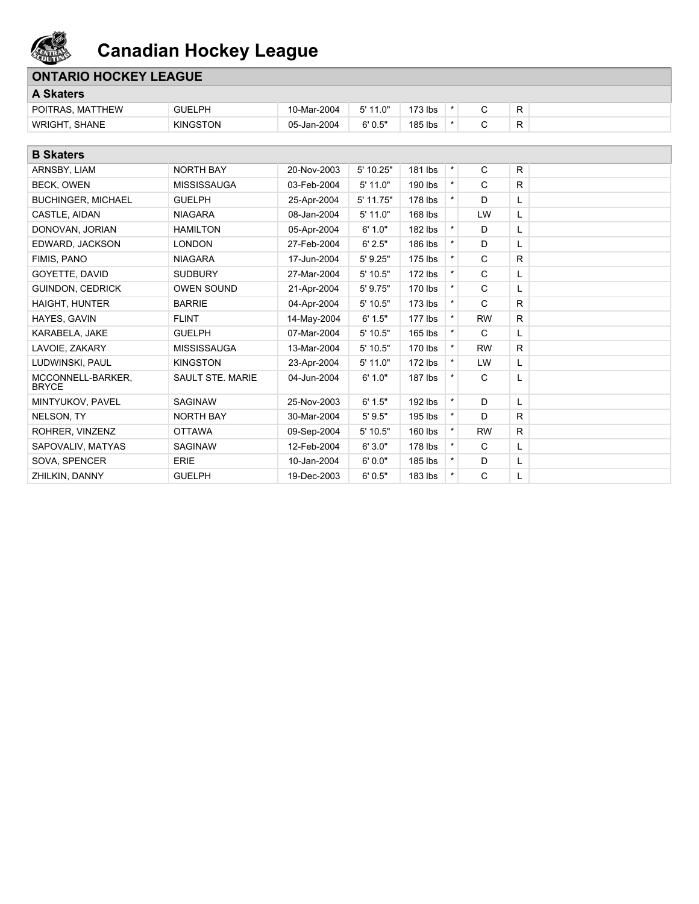# Canadian Hockey League

## ONTARIO HOCKEY LEAGUE

### A Skaters

| | | | | | | | | |
|---|---|---|---|---|---|---|---|---|
| POITRAS, MATTHEW | GUELPH | 10-Mar-2004 | 5' 11.0" | 173 lbs | * | C | R | |
| WRIGHT, SHANE | KINGSTON | 05-Jan-2004 | 6' 0.5" | 185 lbs | * | C | R | |

### B Skaters

| | | | | | | | | |
|---|---|---|---|---|---|---|---|---|
| ARNSBY, LIAM | NORTH BAY | 20-Nov-2003 | 5' 10.25" | 181 lbs | * | C | R | |
| BECK, OWEN | MISSISSAUGA | 03-Feb-2004 | 5' 11.0" | 190 lbs | * | C | R | |
| BUCHINGER, MICHAEL | GUELPH | 25-Apr-2004 | 5' 11.75" | 178 lbs | * | D | L | |
| CASTLE, AIDAN | NIAGARA | 08-Jan-2004 | 5' 11.0" | 168 lbs | | LW | L | |
| DONOVAN, JORIAN | HAMILTON | 05-Apr-2004 | 6' 1.0" | 182 lbs | * | D | L | |
| EDWARD, JACKSON | LONDON | 27-Feb-2004 | 6' 2.5" | 186 lbs | * | D | L | |
| FIMIS, PANO | NIAGARA | 17-Jun-2004 | 5' 9.25" | 175 lbs | * | C | R | |
| GOYETTE, DAVID | SUDBURY | 27-Mar-2004 | 5' 10.5" | 172 lbs | * | C | L | |
| GUINDON, CEDRICK | OWEN SOUND | 21-Apr-2004 | 5' 9.75" | 170 lbs | * | C | L | |
| HAIGHT, HUNTER | BARRIE | 04-Apr-2004 | 5' 10.5" | 173 lbs | * | C | R | |
| HAYES, GAVIN | FLINT | 14-May-2004 | 6' 1.5" | 177 lbs | * | RW | R | |
| KARABELA, JAKE | GUELPH | 07-Mar-2004 | 5' 10.5" | 165 lbs | * | C | L | |
| LAVOIE, ZAKARY | MISSISSAUGA | 13-Mar-2004 | 5' 10.5" | 170 lbs | * | RW | R | |
| LUDWINSKI, PAUL | KINGSTON | 23-Apr-2004 | 5' 11.0" | 172 lbs | * | LW | L | |
| MCCONNELL-BARKER, BRYCE | SAULT STE. MARIE | 04-Jun-2004 | 6' 1.0" | 187 lbs | * | C | L | |
| MINTYUKOV, PAVEL | SAGINAW | 25-Nov-2003 | 6' 1.5" | 192 lbs | * | D | L | |
| NELSON, TY | NORTH BAY | 30-Mar-2004 | 5' 9.5" | 195 lbs | * | D | R | |
| ROHRER, VINZENZ | OTTAWA | 09-Sep-2004 | 5' 10.5" | 160 lbs | * | RW | R | |
| SAPOVALIV, MATYAS | SAGINAW | 12-Feb-2004 | 6' 3.0" | 178 lbs | * | C | L | |
| SOVA, SPENCER | ERIE | 10-Jan-2004 | 6' 0.0" | 185 lbs | * | D | L | |
| ZHILKIN, DANNY | GUELPH | 19-Dec-2003 | 6' 0.5" | 183 lbs | * | C | L | |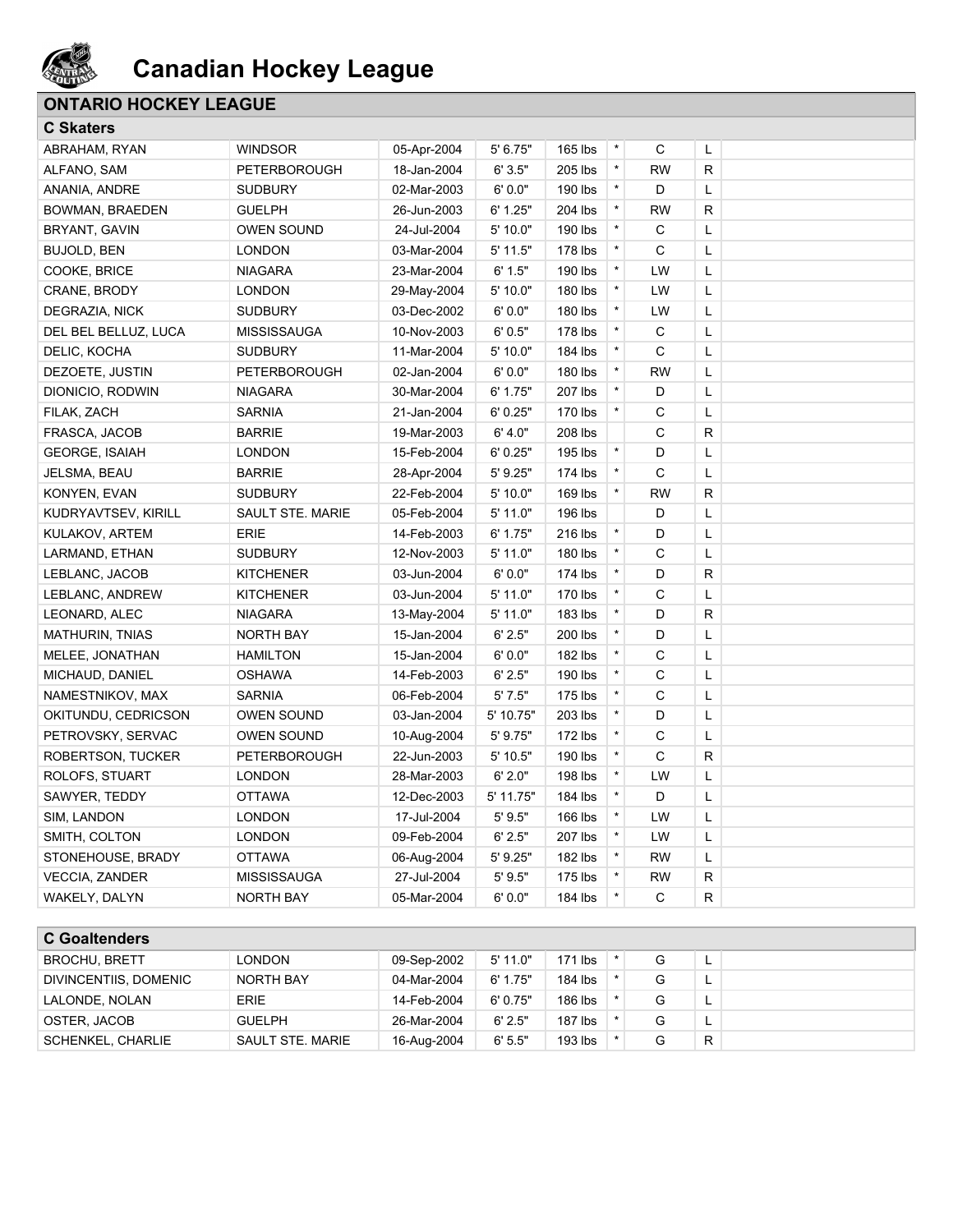# Canadian Hockey League

## ONTARIO HOCKEY LEAGUE

### C Skaters

| | | | | | | | | |
|---|---|---|---|---|---|---|---|---|
| ABRAHAM, RYAN | WINDSOR | 05-Apr-2004 | 5' 6.75" | 165 lbs | * | C | L | |
| ALFANO, SAM | PETERBOROUGH | 18-Jan-2004 | 6' 3.5" | 205 lbs | * | RW | R | |
| ANANIA, ANDRE | SUDBURY | 02-Mar-2003 | 6' 0.0" | 190 lbs | * | D | L | |
| BOWMAN, BRAEDEN | GUELPH | 26-Jun-2003 | 6' 1.25" | 204 lbs | * | RW | R | |
| BRYANT, GAVIN | OWEN SOUND | 24-Jul-2004 | 5' 10.0" | 190 lbs | * | C | L | |
| BUJOLD, BEN | LONDON | 03-Mar-2004 | 5' 11.5" | 178 lbs | * | C | L | |
| COOKE, BRICE | NIAGARA | 23-Mar-2004 | 6' 1.5" | 190 lbs | * | LW | L | |
| CRANE, BRODY | LONDON | 29-May-2004 | 5' 10.0" | 180 lbs | * | LW | L | |
| DEGRAZIA, NICK | SUDBURY | 03-Dec-2002 | 6' 0.0" | 180 lbs | * | LW | L | |
| DEL BEL BELLUZ, LUCA | MISSISSAUGA | 10-Nov-2003 | 6' 0.5" | 178 lbs | * | C | L | |
| DELIC, KOCHA | SUDBURY | 11-Mar-2004 | 5' 10.0" | 184 lbs | * | C | L | |
| DEZOETE, JUSTIN | PETERBOROUGH | 02-Jan-2004 | 6' 0.0" | 180 lbs | * | RW | L | |
| DIONICIO, RODWIN | NIAGARA | 30-Mar-2004 | 6' 1.75" | 207 lbs | * | D | L | |
| FILAK, ZACH | SARNIA | 21-Jan-2004 | 6' 0.25" | 170 lbs | * | C | L | |
| FRASCA, JACOB | BARRIE | 19-Mar-2003 | 6' 4.0" | 208 lbs | | C | R | |
| GEORGE, ISAIAH | LONDON | 15-Feb-2004 | 6' 0.25" | 195 lbs | * | D | L | |
| JELSMA, BEAU | BARRIE | 28-Apr-2004 | 5' 9.25" | 174 lbs | * | C | L | |
| KONYEN, EVAN | SUDBURY | 22-Feb-2004 | 5' 10.0" | 169 lbs | * | RW | R | |
| KUDRYAVTSEV, KIRILL | SAULT STE. MARIE | 05-Feb-2004 | 5' 11.0" | 196 lbs | | D | L | |
| KULAKOV, ARTEM | ERIE | 14-Feb-2003 | 6' 1.75" | 216 lbs | * | D | L | |
| LARMAND, ETHAN | SUDBURY | 12-Nov-2003 | 5' 11.0" | 180 lbs | * | C | L | |
| LEBLANC, JACOB | KITCHENER | 03-Jun-2004 | 6' 0.0" | 174 lbs | * | D | R | |
| LEBLANC, ANDREW | KITCHENER | 03-Jun-2004 | 5' 11.0" | 170 lbs | * | C | L | |
| LEONARD, ALEC | NIAGARA | 13-May-2004 | 5' 11.0" | 183 lbs | * | D | R | |
| MATHURIN, TNIAS | NORTH BAY | 15-Jan-2004 | 6' 2.5" | 200 lbs | * | D | L | |
| MELEE, JONATHAN | HAMILTON | 15-Jan-2004 | 6' 0.0" | 182 lbs | * | C | L | |
| MICHAUD, DANIEL | OSHAWA | 14-Feb-2003 | 6' 2.5" | 190 lbs | * | C | L | |
| NAMESTNIKOV, MAX | SARNIA | 06-Feb-2004 | 5' 7.5" | 175 lbs | * | C | L | |
| OKITUNDU, CEDRICSON | OWEN SOUND | 03-Jan-2004 | 5' 10.75" | 203 lbs | * | D | L | |
| PETROVSKY, SERVAC | OWEN SOUND | 10-Aug-2004 | 5' 9.75" | 172 lbs | * | C | L | |
| ROBERTSON, TUCKER | PETERBOROUGH | 22-Jun-2003 | 5' 10.5" | 190 lbs | * | C | R | |
| ROLOFS, STUART | LONDON | 28-Mar-2003 | 6' 2.0" | 198 lbs | * | LW | L | |
| SAWYER, TEDDY | OTTAWA | 12-Dec-2003 | 5' 11.75" | 184 lbs | * | D | L | |
| SIM, LANDON | LONDON | 17-Jul-2004 | 5' 9.5" | 166 lbs | * | LW | L | |
| SMITH, COLTON | LONDON | 09-Feb-2004 | 6' 2.5" | 207 lbs | * | LW | L | |
| STONEHOUSE, BRADY | OTTAWA | 06-Aug-2004 | 5' 9.25" | 182 lbs | * | RW | L | |
| VECCIA, ZANDER | MISSISSAUGA | 27-Jul-2004 | 5' 9.5" | 175 lbs | * | RW | R | |
| WAKELY, DALYN | NORTH BAY | 05-Mar-2004 | 6' 0.0" | 184 lbs | * | C | R | |

### C Goaltenders

| | | | | | | | | |
|---|---|---|---|---|---|---|---|---|
| BROCHU, BRETT | LONDON | 09-Sep-2002 | 5' 11.0" | 171 lbs | * | G | L | |
| DIVINCENTIIS, DOMENIC | NORTH BAY | 04-Mar-2004 | 6' 1.75" | 184 lbs | * | G | L | |
| LALONDE, NOLAN | ERIE | 14-Feb-2004 | 6' 0.75" | 186 lbs | * | G | L | |
| OSTER, JACOB | GUELPH | 26-Mar-2004 | 6' 2.5" | 187 lbs | * | G | L | |
| SCHENKEL, CHARLIE | SAULT STE. MARIE | 16-Aug-2004 | 6' 5.5" | 193 lbs | * | G | R | |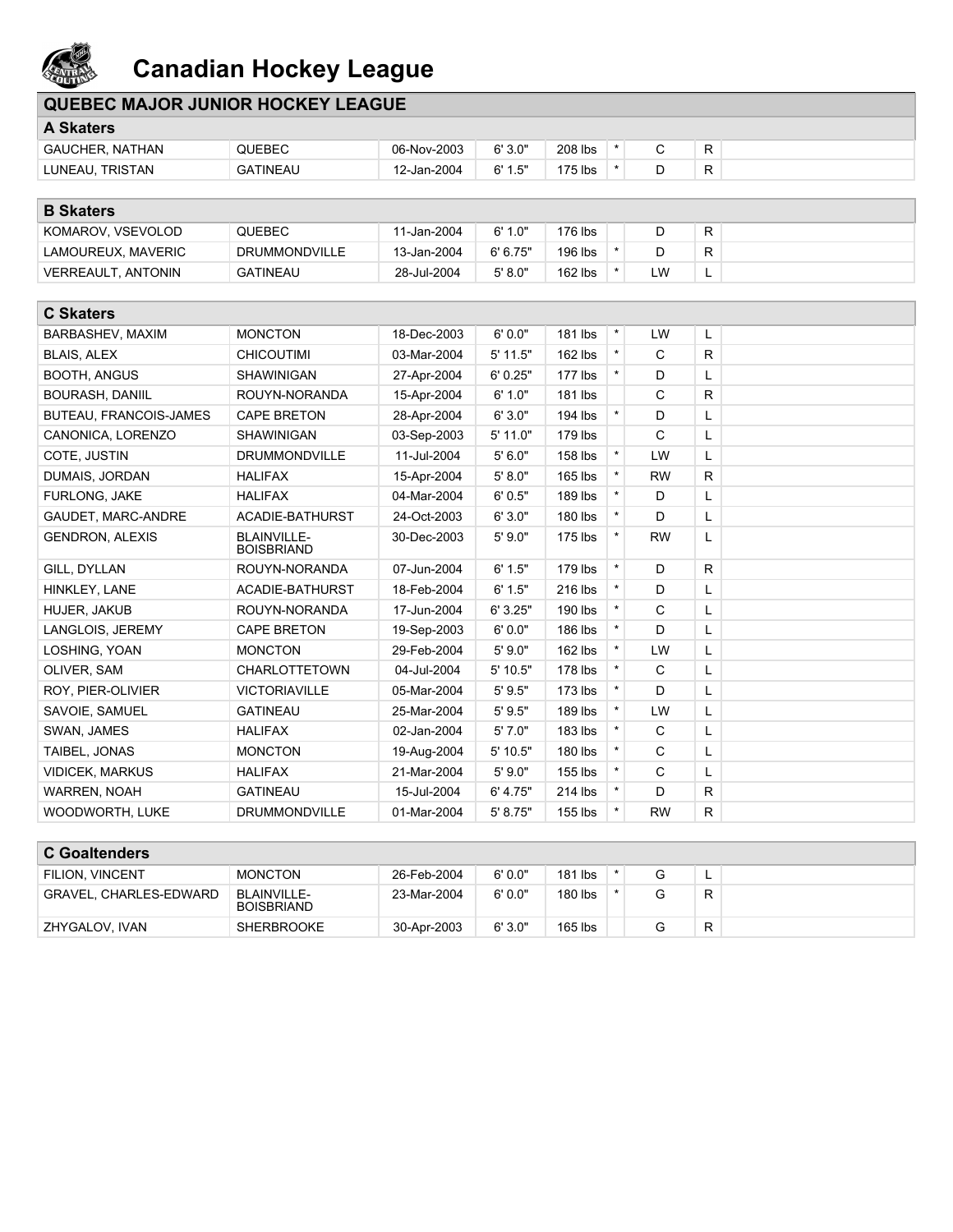# Canadian Hockey League

## QUEBEC MAJOR JUNIOR HOCKEY LEAGUE

### A Skaters

| Name | Team | Birth Date | Height | Weight | * | Pos | Shoots | |
|---|---|---|---|---|---|---|---|---|
| GAUCHER, NATHAN | QUEBEC | 06-Nov-2003 | 6' 3.0" | 208 lbs | * | C | R | |
| LUNEAU, TRISTAN | GATINEAU | 12-Jan-2004 | 6' 1.5" | 175 lbs | * | D | R | |

### B Skaters

| Name | Team | Birth Date | Height | Weight | * | Pos | Shoots | |
|---|---|---|---|---|---|---|---|---|
| KOMAROV, VSEVOLOD | QUEBEC | 11-Jan-2004 | 6' 1.0" | 176 lbs | | D | R | |
| LAMOUREUX, MAVERIC | DRUMMONDVILLE | 13-Jan-2004 | 6' 6.75" | 196 lbs | * | D | R | |
| VERREAULT, ANTONIN | GATINEAU | 28-Jul-2004 | 5' 8.0" | 162 lbs | * | LW | L | |

### C Skaters

| Name | Team | Birth Date | Height | Weight | * | Pos | Shoots | |
|---|---|---|---|---|---|---|---|---|
| BARBASHEV, MAXIM | MONCTON | 18-Dec-2003 | 6' 0.0" | 181 lbs | * | LW | L | |
| BLAIS, ALEX | CHICOUTIMI | 03-Mar-2004 | 5' 11.5" | 162 lbs | * | C | R | |
| BOOTH, ANGUS | SHAWINIGAN | 27-Apr-2004 | 6' 0.25" | 177 lbs | * | D | L | |
| BOURASH, DANIIL | ROUYN-NORANDA | 15-Apr-2004 | 6' 1.0" | 181 lbs | | C | R | |
| BUTEAU, FRANCOIS-JAMES | CAPE BRETON | 28-Apr-2004 | 6' 3.0" | 194 lbs | * | D | L | |
| CANONICA, LORENZO | SHAWINIGAN | 03-Sep-2003 | 5' 11.0" | 179 lbs | | C | L | |
| COTE, JUSTIN | DRUMMONDVILLE | 11-Jul-2004 | 5' 6.0" | 158 lbs | * | LW | L | |
| DUMAIS, JORDAN | HALIFAX | 15-Apr-2004 | 5' 8.0" | 165 lbs | * | RW | R | |
| FURLONG, JAKE | HALIFAX | 04-Mar-2004 | 6' 0.5" | 189 lbs | * | D | L | |
| GAUDET, MARC-ANDRE | ACADIE-BATHURST | 24-Oct-2003 | 6' 3.0" | 180 lbs | * | D | L | |
| GENDRON, ALEXIS | BLAINVILLE-BOISBRIAND | 30-Dec-2003 | 5' 9.0" | 175 lbs | * | RW | L | |
| GILL, DYLLAN | ROUYN-NORANDA | 07-Jun-2004 | 6' 1.5" | 179 lbs | * | D | R | |
| HINKLEY, LANE | ACADIE-BATHURST | 18-Feb-2004 | 6' 1.5" | 216 lbs | * | D | L | |
| HUJER, JAKUB | ROUYN-NORANDA | 17-Jun-2004 | 6' 3.25" | 190 lbs | * | C | L | |
| LANGLOIS, JEREMY | CAPE BRETON | 19-Sep-2003 | 6' 0.0" | 186 lbs | * | D | L | |
| LOSHING, YOAN | MONCTON | 29-Feb-2004 | 5' 9.0" | 162 lbs | * | LW | L | |
| OLIVER, SAM | CHARLOTTETOWN | 04-Jul-2004 | 5' 10.5" | 178 lbs | * | C | L | |
| ROY, PIER-OLIVIER | VICTORIAVILLE | 05-Mar-2004 | 5' 9.5" | 173 lbs | * | D | L | |
| SAVOIE, SAMUEL | GATINEAU | 25-Mar-2004 | 5' 9.5" | 189 lbs | * | LW | L | |
| SWAN, JAMES | HALIFAX | 02-Jan-2004 | 5' 7.0" | 183 lbs | * | C | L | |
| TAIBEL, JONAS | MONCTON | 19-Aug-2004 | 5' 10.5" | 180 lbs | * | C | L | |
| VIDICEK, MARKUS | HALIFAX | 21-Mar-2004 | 5' 9.0" | 155 lbs | * | C | L | |
| WARREN, NOAH | GATINEAU | 15-Jul-2004 | 6' 4.75" | 214 lbs | * | D | R | |
| WOODWORTH, LUKE | DRUMMONDVILLE | 01-Mar-2004 | 5' 8.75" | 155 lbs | * | RW | R | |

### C Goaltenders

| Name | Team | Birth Date | Height | Weight | * | Pos | Catches | |
|---|---|---|---|---|---|---|---|---|
| FILION, VINCENT | MONCTON | 26-Feb-2004 | 6' 0.0" | 181 lbs | * | G | L | |
| GRAVEL, CHARLES-EDWARD | BLAINVILLE-BOISBRIAND | 23-Mar-2004 | 6' 0.0" | 180 lbs | * | G | R | |
| ZHYGALOV, IVAN | SHERBROOKE | 30-Apr-2003 | 6' 3.0" | 165 lbs | | G | R | |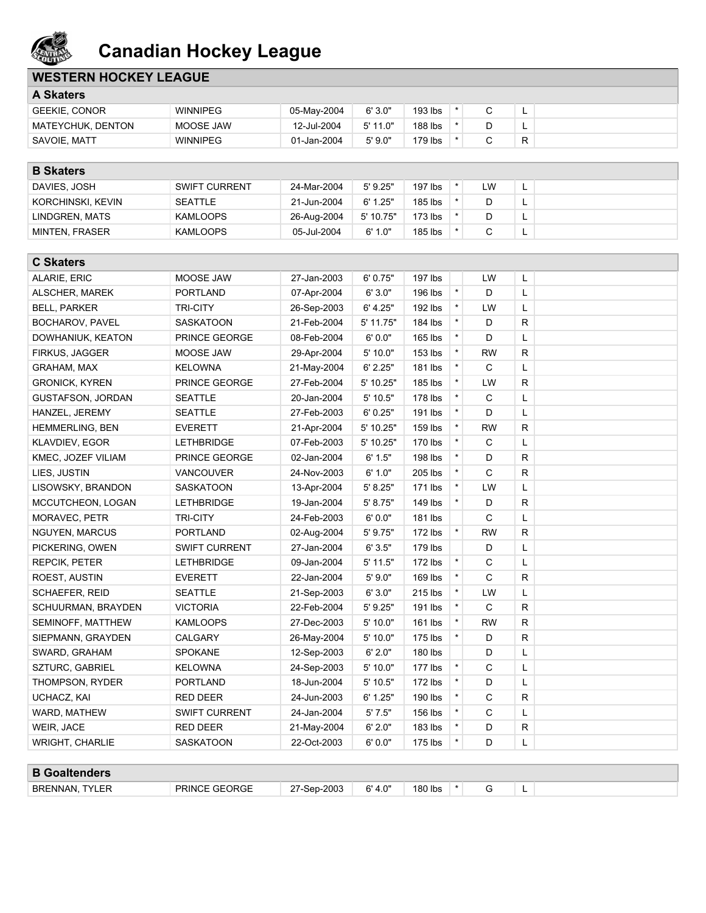# Canadian Hockey League

## WESTERN HOCKEY LEAGUE

### A Skaters

| Name | Team | Date of Birth | Height | Weight | | Pos | Shoots | |
|---|---|---|---|---|---|---|---|---|
| GEEKIE, CONOR | WINNIPEG | 05-May-2004 | 6' 3.0" | 193 lbs | * | C | L | |
| MATEYCHUK, DENTON | MOOSE JAW | 12-Jul-2004 | 5' 11.0" | 188 lbs | * | D | L | |
| SAVOIE, MATT | WINNIPEG | 01-Jan-2004 | 5' 9.0" | 179 lbs | * | C | R | |

### B Skaters

| Name | Team | Date of Birth | Height | Weight | | Pos | Shoots | |
|---|---|---|---|---|---|---|---|---|
| DAVIES, JOSH | SWIFT CURRENT | 24-Mar-2004 | 5' 9.25" | 197 lbs | * | LW | L | |
| KORCHINSKI, KEVIN | SEATTLE | 21-Jun-2004 | 6' 1.25" | 185 lbs | * | D | L | |
| LINDGREN, MATS | KAMLOOPS | 26-Aug-2004 | 5' 10.75" | 173 lbs | * | D | L | |
| MINTEN, FRASER | KAMLOOPS | 05-Jul-2004 | 6' 1.0" | 185 lbs | * | C | L | |

### C Skaters

| Name | Team | Date of Birth | Height | Weight | | Pos | Shoots | |
|---|---|---|---|---|---|---|---|---|
| ALARIE, ERIC | MOOSE JAW | 27-Jan-2003 | 6' 0.75" | 197 lbs | | LW | L | |
| ALSCHER, MAREK | PORTLAND | 07-Apr-2004 | 6' 3.0" | 196 lbs | * | D | L | |
| BELL, PARKER | TRI-CITY | 26-Sep-2003 | 6' 4.25" | 192 lbs | * | LW | L | |
| BOCHAROV, PAVEL | SASKATOON | 21-Feb-2004 | 5' 11.75" | 184 lbs | * | D | R | |
| DOWHANIUK, KEATON | PRINCE GEORGE | 08-Feb-2004 | 6' 0.0" | 165 lbs | * | D | L | |
| FIRKUS, JAGGER | MOOSE JAW | 29-Apr-2004 | 5' 10.0" | 153 lbs | * | RW | R | |
| GRAHAM, MAX | KELOWNA | 21-May-2004 | 6' 2.25" | 181 lbs | * | C | L | |
| GRONICK, KYREN | PRINCE GEORGE | 27-Feb-2004 | 5' 10.25" | 185 lbs | * | LW | R | |
| GUSTAFSON, JORDAN | SEATTLE | 20-Jan-2004 | 5' 10.5" | 178 lbs | * | C | L | |
| HANZEL, JEREMY | SEATTLE | 27-Feb-2003 | 6' 0.25" | 191 lbs | * | D | L | |
| HEMMERLING, BEN | EVERETT | 21-Apr-2004 | 5' 10.25" | 159 lbs | * | RW | R | |
| KLAVDIEV, EGOR | LETHBRIDGE | 07-Feb-2003 | 5' 10.25" | 170 lbs | * | C | L | |
| KMEC, JOZEF VILIAM | PRINCE GEORGE | 02-Jan-2004 | 6' 1.5" | 198 lbs | * | D | R | |
| LIES, JUSTIN | VANCOUVER | 24-Nov-2003 | 6' 1.0" | 205 lbs | * | C | R | |
| LISOWSKY, BRANDON | SASKATOON | 13-Apr-2004 | 5' 8.25" | 171 lbs | * | LW | L | |
| MCCUTCHEON, LOGAN | LETHBRIDGE | 19-Jan-2004 | 5' 8.75" | 149 lbs | * | D | R | |
| MORAVEC, PETR | TRI-CITY | 24-Feb-2003 | 6' 0.0" | 181 lbs | | C | L | |
| NGUYEN, MARCUS | PORTLAND | 02-Aug-2004 | 5' 9.75" | 172 lbs | * | RW | R | |
| PICKERING, OWEN | SWIFT CURRENT | 27-Jan-2004 | 6' 3.5" | 179 lbs | | D | L | |
| REPCIK, PETER | LETHBRIDGE | 09-Jan-2004 | 5' 11.5" | 172 lbs | * | C | L | |
| ROEST, AUSTIN | EVERETT | 22-Jan-2004 | 5' 9.0" | 169 lbs | * | C | R | |
| SCHAEFER, REID | SEATTLE | 21-Sep-2003 | 6' 3.0" | 215 lbs | * | LW | L | |
| SCHUURMAN, BRAYDEN | VICTORIA | 22-Feb-2004 | 5' 9.25" | 191 lbs | * | C | R | |
| SEMINOFF, MATTHEW | KAMLOOPS | 27-Dec-2003 | 5' 10.0" | 161 lbs | * | RW | R | |
| SIEPMANN, GRAYDEN | CALGARY | 26-May-2004 | 5' 10.0" | 175 lbs | * | D | R | |
| SWARD, GRAHAM | SPOKANE | 12-Sep-2003 | 6' 2.0" | 180 lbs | | D | L | |
| SZTURC, GABRIEL | KELOWNA | 24-Sep-2003 | 5' 10.0" | 177 lbs | * | C | L | |
| THOMPSON, RYDER | PORTLAND | 18-Jun-2004 | 5' 10.5" | 172 lbs | * | D | L | |
| UCHACZ, KAI | RED DEER | 24-Jun-2003 | 6' 1.25" | 190 lbs | * | C | R | |
| WARD, MATHEW | SWIFT CURRENT | 24-Jan-2004 | 5' 7.5" | 156 lbs | * | C | L | |
| WEIR, JACE | RED DEER | 21-May-2004 | 6' 2.0" | 183 lbs | * | D | R | |
| WRIGHT, CHARLIE | SASKATOON | 22-Oct-2003 | 6' 0.0" | 175 lbs | * | D | L | |

### B Goaltenders

| Name | Team | Date of Birth | Height | Weight | | Pos | Catches | |
|---|---|---|---|---|---|---|---|---|
| BRENNAN, TYLER | PRINCE GEORGE | 27-Sep-2003 | 6' 4.0" | 180 lbs | * | G | L | |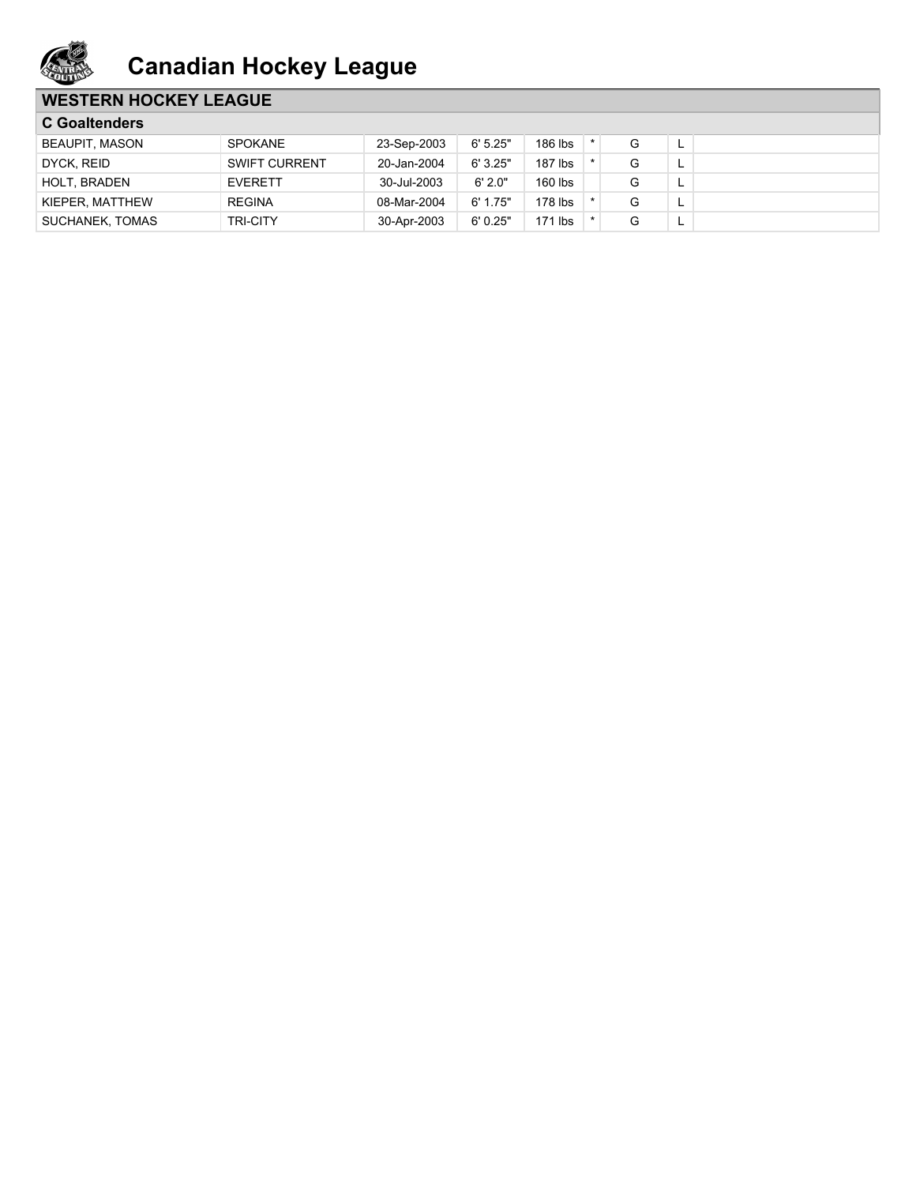# Canadian Hockey League

## WESTERN HOCKEY LEAGUE

### C Goaltenders

| | | | | | | | | |
|---|---|---|---|---|---|---|---|---|
| BEAUPIT, MASON | SPOKANE | 23-Sep-2003 | 6' 5.25" | 186 lbs | * | G | L | |
| DYCK, REID | SWIFT CURRENT | 20-Jan-2004 | 6' 3.25" | 187 lbs | * | G | L | |
| HOLT, BRADEN | EVERETT | 30-Jul-2003 | 6' 2.0" | 160 lbs | | G | L | |
| KIEPER, MATTHEW | REGINA | 08-Mar-2004 | 6' 1.75" | 178 lbs | * | G | L | |
| SUCHANEK, TOMAS | TRI-CITY | 30-Apr-2003 | 6' 0.25" | 171 lbs | * | G | L | |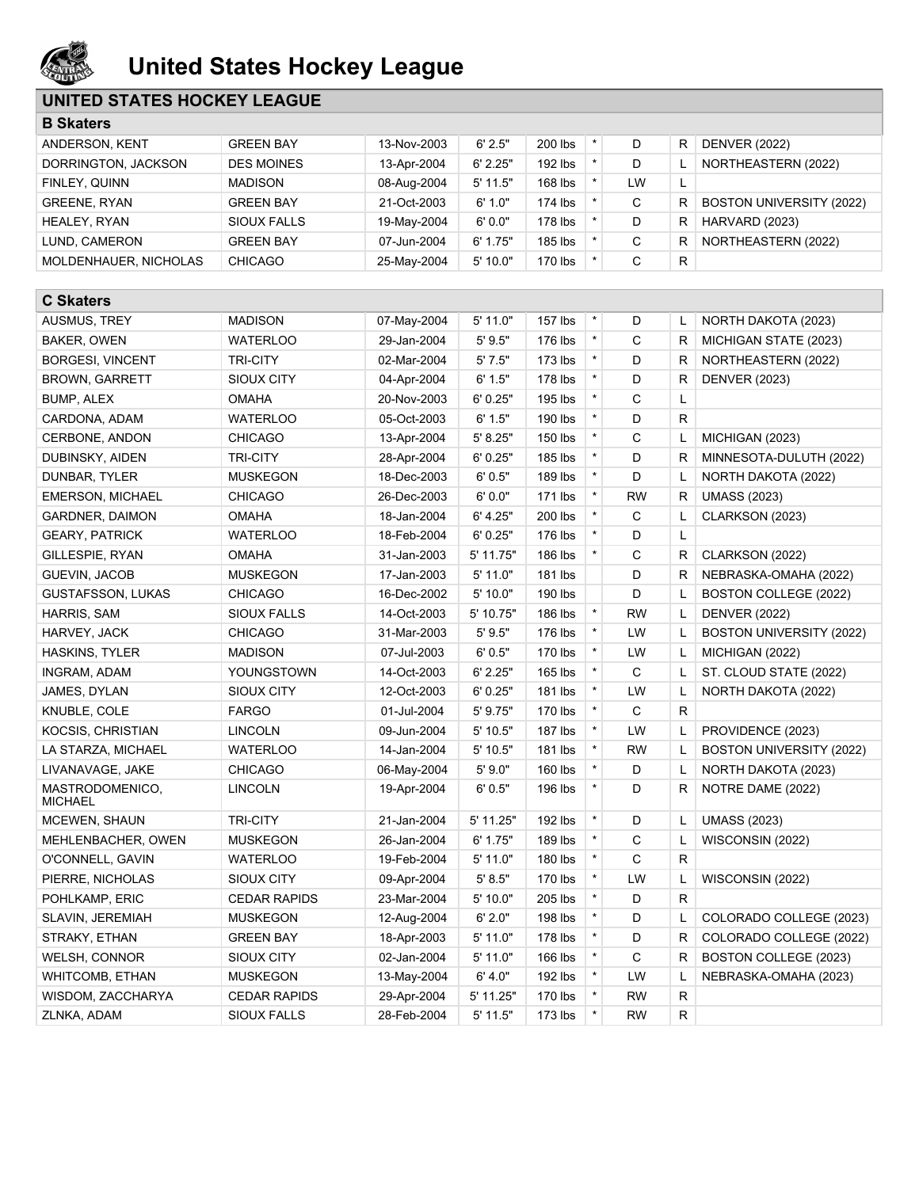# United States Hockey League

## UNITED STATES HOCKEY LEAGUE

### B Skaters

| Name | Team | Birth Date | Height | Weight | * | Pos | Shoots | College |
|---|---|---|---|---|---|---|---|---|
| ANDERSON, KENT | GREEN BAY | 13-Nov-2003 | 6' 2.5" | 200 lbs | * | D | R | DENVER (2022) |
| DORRINGTON, JACKSON | DES MOINES | 13-Apr-2004 | 6' 2.25" | 192 lbs | * | D | L | NORTHEASTERN (2022) |
| FINLEY, QUINN | MADISON | 08-Aug-2004 | 5' 11.5" | 168 lbs | * | LW | L | |
| GREENE, RYAN | GREEN BAY | 21-Oct-2003 | 6' 1.0" | 174 lbs | * | C | R | BOSTON UNIVERSITY (2022) |
| HEALEY, RYAN | SIOUX FALLS | 19-May-2004 | 6' 0.0" | 178 lbs | * | D | R | HARVARD (2023) |
| LUND, CAMERON | GREEN BAY | 07-Jun-2004 | 6' 1.75" | 185 lbs | * | C | R | NORTHEASTERN (2022) |
| MOLDENHAUER, NICHOLAS | CHICAGO | 25-May-2004 | 5' 10.0" | 170 lbs | * | C | R | |

### C Skaters

| Name | Team | Birth Date | Height | Weight | * | Pos | Shoots | College |
|---|---|---|---|---|---|---|---|---|
| AUSMUS, TREY | MADISON | 07-May-2004 | 5' 11.0" | 157 lbs | * | D | L | NORTH DAKOTA (2023) |
| BAKER, OWEN | WATERLOO | 29-Jan-2004 | 5' 9.5" | 176 lbs | * | C | R | MICHIGAN STATE (2023) |
| BORGESI, VINCENT | TRI-CITY | 02-Mar-2004 | 5' 7.5" | 173 lbs | * | D | R | NORTHEASTERN (2022) |
| BROWN, GARRETT | SIOUX CITY | 04-Apr-2004 | 6' 1.5" | 178 lbs | * | D | R | DENVER (2023) |
| BUMP, ALEX | OMAHA | 20-Nov-2003 | 6' 0.25" | 195 lbs | * | C | L | |
| CARDONA, ADAM | WATERLOO | 05-Oct-2003 | 6' 1.5" | 190 lbs | * | D | R | |
| CERBONE, ANDON | CHICAGO | 13-Apr-2004 | 5' 8.25" | 150 lbs | * | C | L | MICHIGAN (2023) |
| DUBINSKY, AIDEN | TRI-CITY | 28-Apr-2004 | 6' 0.25" | 185 lbs | * | D | R | MINNESOTA-DULUTH (2022) |
| DUNBAR, TYLER | MUSKEGON | 18-Dec-2003 | 6' 0.5" | 189 lbs | * | D | L | NORTH DAKOTA (2022) |
| EMERSON, MICHAEL | CHICAGO | 26-Dec-2003 | 6' 0.0" | 171 lbs | * | RW | R | UMASS (2023) |
| GARDNER, DAIMON | OMAHA | 18-Jan-2004 | 6' 4.25" | 200 lbs | * | C | L | CLARKSON (2023) |
| GEARY, PATRICK | WATERLOO | 18-Feb-2004 | 6' 0.25" | 176 lbs | * | D | L | |
| GILLESPIE, RYAN | OMAHA | 31-Jan-2003 | 5' 11.75" | 186 lbs | * | C | R | CLARKSON (2022) |
| GUEVIN, JACOB | MUSKEGON | 17-Jan-2003 | 5' 11.0" | 181 lbs | | D | R | NEBRASKA-OMAHA (2022) |
| GUSTAFSSON, LUKAS | CHICAGO | 16-Dec-2002 | 5' 10.0" | 190 lbs | | D | L | BOSTON COLLEGE (2022) |
| HARRIS, SAM | SIOUX FALLS | 14-Oct-2003 | 5' 10.75" | 186 lbs | * | RW | L | DENVER (2022) |
| HARVEY, JACK | CHICAGO | 31-Mar-2003 | 5' 9.5" | 176 lbs | * | LW | L | BOSTON UNIVERSITY (2022) |
| HASKINS, TYLER | MADISON | 07-Jul-2003 | 6' 0.5" | 170 lbs | * | LW | L | MICHIGAN (2022) |
| INGRAM, ADAM | YOUNGSTOWN | 14-Oct-2003 | 6' 2.25" | 165 lbs | * | C | L | ST. CLOUD STATE (2022) |
| JAMES, DYLAN | SIOUX CITY | 12-Oct-2003 | 6' 0.25" | 181 lbs | * | LW | L | NORTH DAKOTA (2022) |
| KNUBLE, COLE | FARGO | 01-Jul-2004 | 5' 9.75" | 170 lbs | * | C | R | |
| KOCSIS, CHRISTIAN | LINCOLN | 09-Jun-2004 | 5' 10.5" | 187 lbs | * | LW | L | PROVIDENCE (2023) |
| LA STARZA, MICHAEL | WATERLOO | 14-Jan-2004 | 5' 10.5" | 181 lbs | * | RW | L | BOSTON UNIVERSITY (2022) |
| LIVANAVAGE, JAKE | CHICAGO | 06-May-2004 | 5' 9.0" | 160 lbs | * | D | L | NORTH DAKOTA (2023) |
| MASTRODOMENICO, MICHAEL | LINCOLN | 19-Apr-2004 | 6' 0.5" | 196 lbs | * | D | R | NOTRE DAME (2022) |
| MCEWEN, SHAUN | TRI-CITY | 21-Jan-2004 | 5' 11.25" | 192 lbs | * | D | L | UMASS (2023) |
| MEHLENBACHER, OWEN | MUSKEGON | 26-Jan-2004 | 6' 1.75" | 189 lbs | * | C | L | WISCONSIN (2022) |
| O'CONNELL, GAVIN | WATERLOO | 19-Feb-2004 | 5' 11.0" | 180 lbs | * | C | R | |
| PIERRE, NICHOLAS | SIOUX CITY | 09-Apr-2004 | 5' 8.5" | 170 lbs | * | LW | L | WISCONSIN (2022) |
| POHLKAMP, ERIC | CEDAR RAPIDS | 23-Mar-2004 | 5' 10.0" | 205 lbs | * | D | R | |
| SLAVIN, JEREMIAH | MUSKEGON | 12-Aug-2004 | 6' 2.0" | 198 lbs | * | D | L | COLORADO COLLEGE (2023) |
| STRAKY, ETHAN | GREEN BAY | 18-Apr-2003 | 5' 11.0" | 178 lbs | * | D | R | COLORADO COLLEGE (2022) |
| WELSH, CONNOR | SIOUX CITY | 02-Jan-2004 | 5' 11.0" | 166 lbs | * | C | R | BOSTON COLLEGE (2023) |
| WHITCOMB, ETHAN | MUSKEGON | 13-May-2004 | 6' 4.0" | 192 lbs | * | LW | L | NEBRASKA-OMAHA (2023) |
| WISDOM, ZACCHARYA | CEDAR RAPIDS | 29-Apr-2004 | 5' 11.25" | 170 lbs | * | RW | R | |
| ZLNKA, ADAM | SIOUX FALLS | 28-Feb-2004 | 5' 11.5" | 173 lbs | * | RW | R | |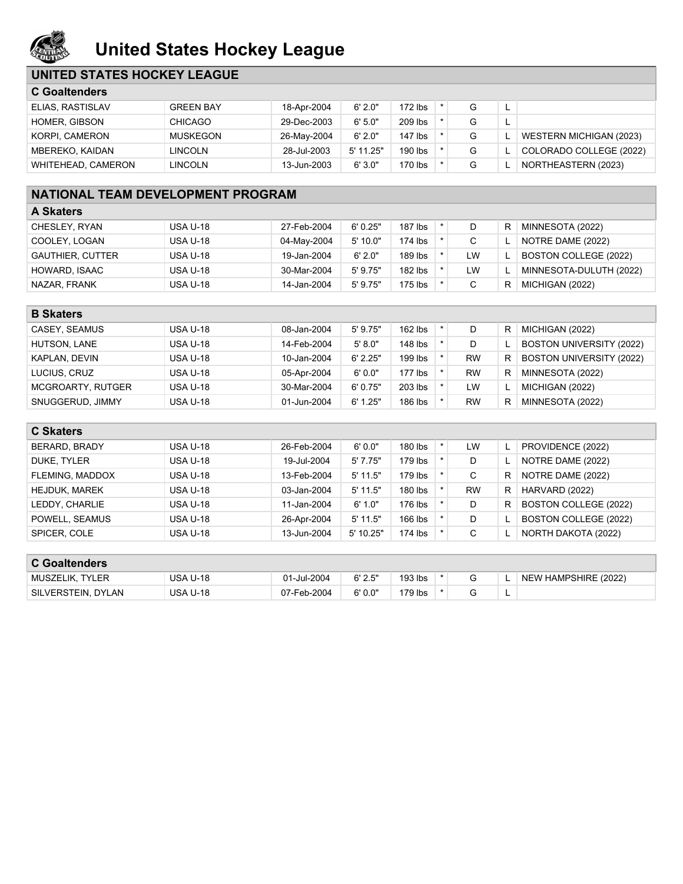# United States Hockey League

## UNITED STATES HOCKEY LEAGUE

### C Goaltenders

| | | | | | | | | |
|---|---|---|---|---|---|---|---|---|
| ELIAS, RASTISLAV | GREEN BAY | 18-Apr-2004 | 6' 2.0" | 172 lbs | * | G | L | |
| HOMER, GIBSON | CHICAGO | 29-Dec-2003 | 6' 5.0" | 209 lbs | * | G | L | |
| KORPI, CAMERON | MUSKEGON | 26-May-2004 | 6' 2.0" | 147 lbs | * | G | L | WESTERN MICHIGAN (2023) |
| MBEREKO, KAIDAN | LINCOLN | 28-Jul-2003 | 5' 11.25" | 190 lbs | * | G | L | COLORADO COLLEGE (2022) |
| WHITEHEAD, CAMERON | LINCOLN | 13-Jun-2003 | 6' 3.0" | 170 lbs | * | G | L | NORTHEASTERN (2023) |

## NATIONAL TEAM DEVELOPMENT PROGRAM

### A Skaters

| | | | | | | | | |
|---|---|---|---|---|---|---|---|---|
| CHESLEY, RYAN | USA U-18 | 27-Feb-2004 | 6' 0.25" | 187 lbs | * | D | R | MINNESOTA (2022) |
| COOLEY, LOGAN | USA U-18 | 04-May-2004 | 5' 10.0" | 174 lbs | * | C | L | NOTRE DAME (2022) |
| GAUTHIER, CUTTER | USA U-18 | 19-Jan-2004 | 6' 2.0" | 189 lbs | * | LW | L | BOSTON COLLEGE (2022) |
| HOWARD, ISAAC | USA U-18 | 30-Mar-2004 | 5' 9.75" | 182 lbs | * | LW | L | MINNESOTA-DULUTH (2022) |
| NAZAR, FRANK | USA U-18 | 14-Jan-2004 | 5' 9.75" | 175 lbs | * | C | R | MICHIGAN (2022) |

### B Skaters

| | | | | | | | | |
|---|---|---|---|---|---|---|---|---|
| CASEY, SEAMUS | USA U-18 | 08-Jan-2004 | 5' 9.75" | 162 lbs | * | D | R | MICHIGAN (2022) |
| HUTSON, LANE | USA U-18 | 14-Feb-2004 | 5' 8.0" | 148 lbs | * | D | L | BOSTON UNIVERSITY (2022) |
| KAPLAN, DEVIN | USA U-18 | 10-Jan-2004 | 6' 2.25" | 199 lbs | * | RW | R | BOSTON UNIVERSITY (2022) |
| LUCIUS, CRUZ | USA U-18 | 05-Apr-2004 | 6' 0.0" | 177 lbs | * | RW | R | MINNESOTA (2022) |
| MCGROARTY, RUTGER | USA U-18 | 30-Mar-2004 | 6' 0.75" | 203 lbs | * | LW | L | MICHIGAN (2022) |
| SNUGGERUD, JIMMY | USA U-18 | 01-Jun-2004 | 6' 1.25" | 186 lbs | * | RW | R | MINNESOTA (2022) |

### C Skaters

| | | | | | | | | |
|---|---|---|---|---|---|---|---|---|
| BERARD, BRADY | USA U-18 | 26-Feb-2004 | 6' 0.0" | 180 lbs | * | LW | L | PROVIDENCE (2022) |
| DUKE, TYLER | USA U-18 | 19-Jul-2004 | 5' 7.75" | 179 lbs | * | D | L | NOTRE DAME (2022) |
| FLEMING, MADDOX | USA U-18 | 13-Feb-2004 | 5' 11.5" | 179 lbs | * | C | R | NOTRE DAME (2022) |
| HEJDUK, MAREK | USA U-18 | 03-Jan-2004 | 5' 11.5" | 180 lbs | * | RW | R | HARVARD (2022) |
| LEDDY, CHARLIE | USA U-18 | 11-Jan-2004 | 6' 1.0" | 176 lbs | * | D | R | BOSTON COLLEGE (2022) |
| POWELL, SEAMUS | USA U-18 | 26-Apr-2004 | 5' 11.5" | 166 lbs | * | D | L | BOSTON COLLEGE (2022) |
| SPICER, COLE | USA U-18 | 13-Jun-2004 | 5' 10.25" | 174 lbs | * | C | L | NORTH DAKOTA (2022) |

### C Goaltenders

| | | | | | | | | |
|---|---|---|---|---|---|---|---|---|
| MUSZELIK, TYLER | USA U-18 | 01-Jul-2004 | 6' 2.5" | 193 lbs | * | G | L | NEW HAMPSHIRE (2022) |
| SILVERSTEIN, DYLAN | USA U-18 | 07-Feb-2004 | 6' 0.0" | 179 lbs | * | G | L | |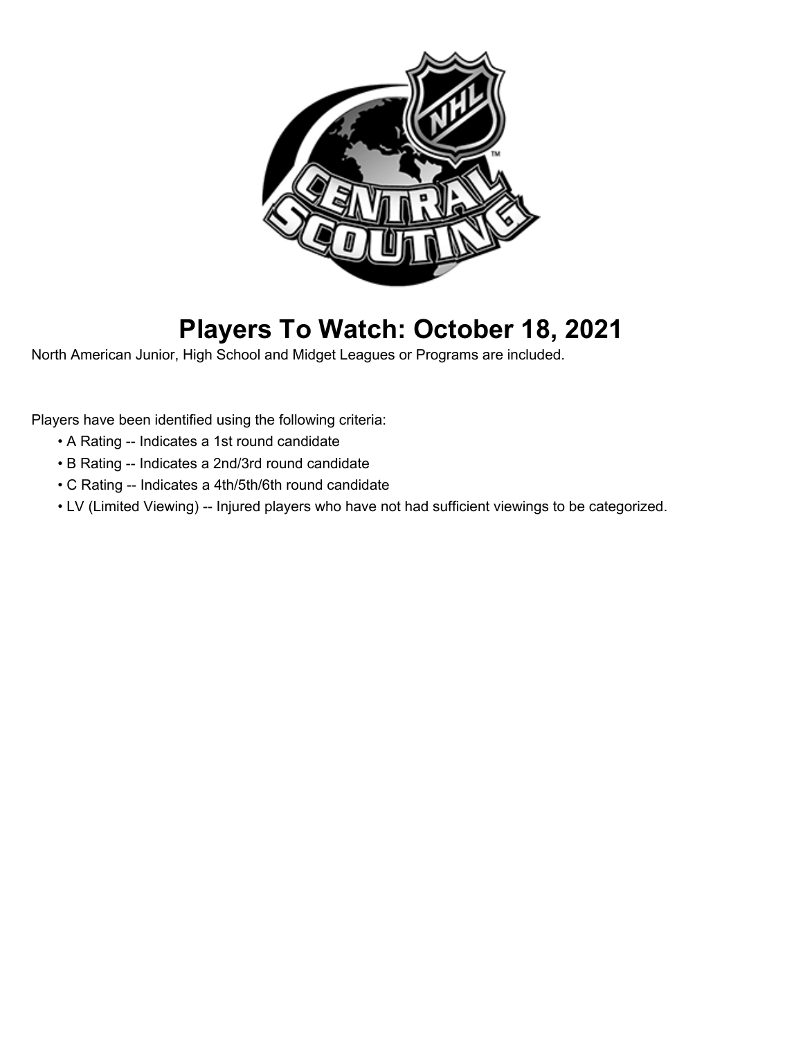# Players To Watch: October 18, 2021

North American Junior, High School and Midget Leagues or Programs are included.

Players have been identified using the following criteria:

- A Rating -- Indicates a 1st round candidate
- B Rating -- Indicates a 2nd/3rd round candidate
- C Rating -- Indicates a 4th/5th/6th round candidate
- LV (Limited Viewing) -- Injured players who have not had sufficient viewings to be categorized.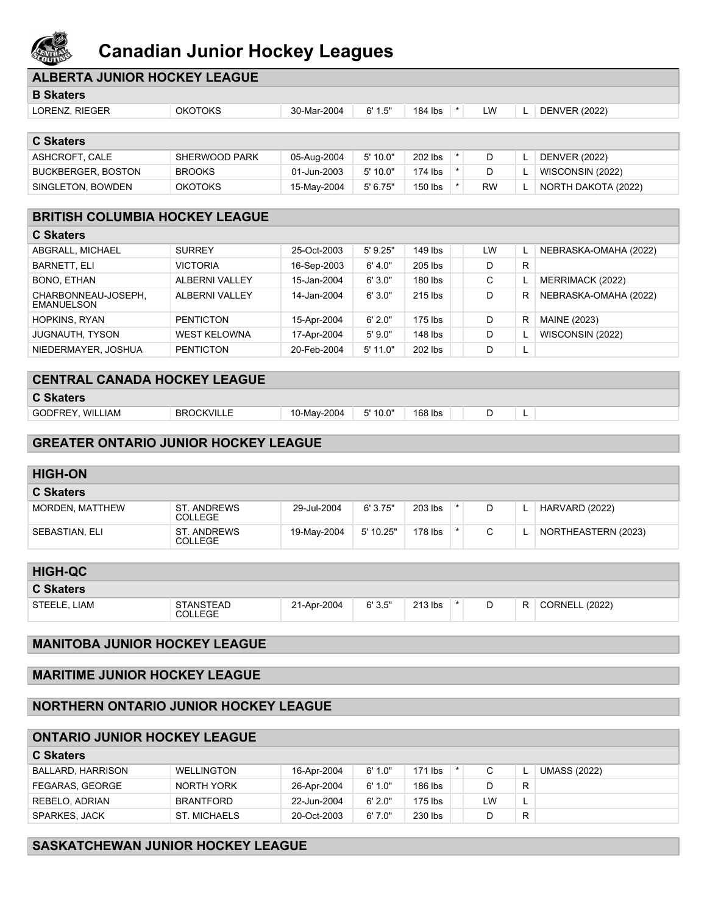# Canadian Junior Hockey Leagues

## ALBERTA JUNIOR HOCKEY LEAGUE

### B Skaters

| Name | Team | Birthdate | Height | Weight | * | Pos | Shoots | Commitment |
|---|---|---|---|---|---|---|---|---|
| LORENZ, RIEGER | OKOTOKS | 30-Mar-2004 | 6' 1.5" | 184 lbs | * | LW | L | DENVER (2022) |

### C Skaters

| Name | Team | Birthdate | Height | Weight | * | Pos | Shoots | Commitment |
|---|---|---|---|---|---|---|---|---|
| ASHCROFT, CALE | SHERWOOD PARK | 05-Aug-2004 | 5' 10.0" | 202 lbs | * | D | L | DENVER (2022) |
| BUCKBERGER, BOSTON | BROOKS | 01-Jun-2003 | 5' 10.0" | 174 lbs | * | D | L | WISCONSIN (2022) |
| SINGLETON, BOWDEN | OKOTOKS | 15-May-2004 | 5' 6.75" | 150 lbs | * | RW | L | NORTH DAKOTA (2022) |

## BRITISH COLUMBIA HOCKEY LEAGUE

### C Skaters

| Name | Team | Birthdate | Height | Weight | * | Pos | Shoots | Commitment |
|---|---|---|---|---|---|---|---|---|
| ABGRALL, MICHAEL | SURREY | 25-Oct-2003 | 5' 9.25" | 149 lbs | | LW | L | NEBRASKA-OMAHA (2022) |
| BARNETT, ELI | VICTORIA | 16-Sep-2003 | 6' 4.0" | 205 lbs | | D | R | |
| BONO, ETHAN | ALBERNI VALLEY | 15-Jan-2004 | 6' 3.0" | 180 lbs | | C | L | MERRIMACK (2022) |
| CHARBONNEAU-JOSEPH, EMANUELSON | ALBERNI VALLEY | 14-Jan-2004 | 6' 3.0" | 215 lbs | | D | R | NEBRASKA-OMAHA (2022) |
| HOPKINS, RYAN | PENTICTON | 15-Apr-2004 | 6' 2.0" | 175 lbs | | D | R | MAINE (2023) |
| JUGNAUTH, TYSON | WEST KELOWNA | 17-Apr-2004 | 5' 9.0" | 148 lbs | | D | L | WISCONSIN (2022) |
| NIEDERMAYER, JOSHUA | PENTICTON | 20-Feb-2004 | 5' 11.0" | 202 lbs | | D | L | |

## CENTRAL CANADA HOCKEY LEAGUE

### C Skaters

| Name | Team | Birthdate | Height | Weight | * | Pos | Shoots | Commitment |
|---|---|---|---|---|---|---|---|---|
| GODFREY, WILLIAM | BROCKVILLE | 10-May-2004 | 5' 10.0" | 168 lbs | | D | L | |

## GREATER ONTARIO JUNIOR HOCKEY LEAGUE

## HIGH-ON

### C Skaters

| Name | Team | Birthdate | Height | Weight | * | Pos | Shoots | Commitment |
|---|---|---|---|---|---|---|---|---|
| MORDEN, MATTHEW | ST. ANDREWS COLLEGE | 29-Jul-2004 | 6' 3.75" | 203 lbs | * | D | L | HARVARD (2022) |
| SEBASTIAN, ELI | ST. ANDREWS COLLEGE | 19-May-2004 | 5' 10.25" | 178 lbs | * | C | L | NORTHEASTERN (2023) |

## HIGH-QC

### C Skaters

| Name | Team | Birthdate | Height | Weight | * | Pos | Shoots | Commitment |
|---|---|---|---|---|---|---|---|---|
| STEELE, LIAM | STANSTEAD COLLEGE | 21-Apr-2004 | 6' 3.5" | 213 lbs | * | D | R | CORNELL (2022) |

## MANITOBA JUNIOR HOCKEY LEAGUE

## MARITIME JUNIOR HOCKEY LEAGUE

## NORTHERN ONTARIO JUNIOR HOCKEY LEAGUE

## ONTARIO JUNIOR HOCKEY LEAGUE

### C Skaters

| Name | Team | Birthdate | Height | Weight | * | Pos | Shoots | Commitment |
|---|---|---|---|---|---|---|---|---|
| BALLARD, HARRISON | WELLINGTON | 16-Apr-2004 | 6' 1.0" | 171 lbs | * | C | L | UMASS (2022) |
| FEGARAS, GEORGE | NORTH YORK | 26-Apr-2004 | 6' 1.0" | 186 lbs | | D | R | |
| REBELO, ADRIAN | BRANTFORD | 22-Jun-2004 | 6' 2.0" | 175 lbs | | LW | L | |
| SPARKES, JACK | ST. MICHAELS | 20-Oct-2003 | 6' 7.0" | 230 lbs | | D | R | |

## SASKATCHEWAN JUNIOR HOCKEY LEAGUE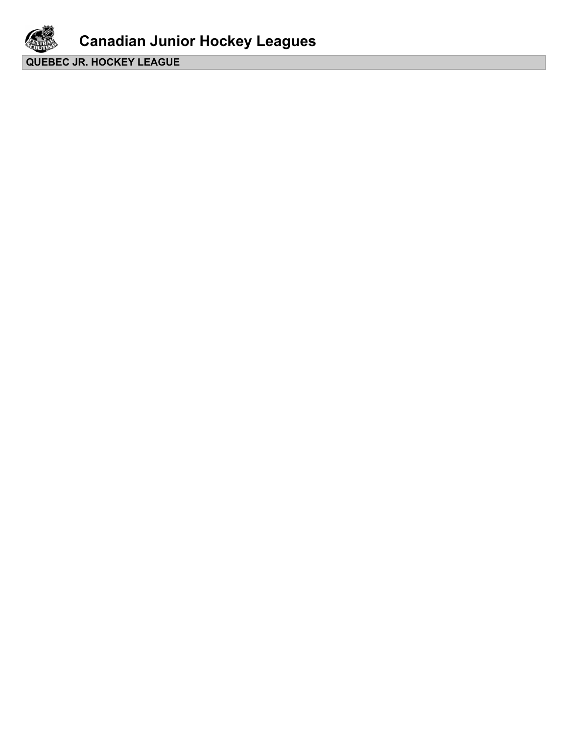# Canadian Junior Hockey Leagues

## QUEBEC JR. HOCKEY LEAGUE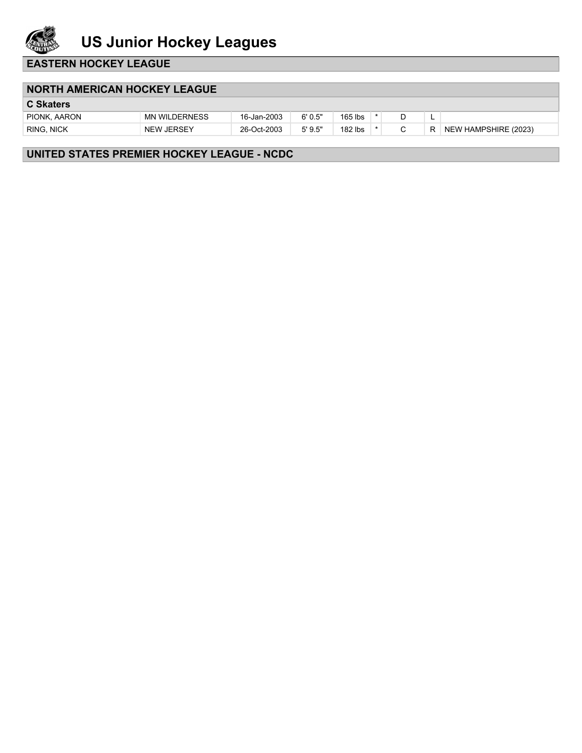# US Junior Hockey Leagues

## EASTERN HOCKEY LEAGUE

## NORTH AMERICAN HOCKEY LEAGUE

### C Skaters

| | | | | | | | | |
|---|---|---|---|---|---|---|---|---|
| PIONK, AARON | MN WILDERNESS | 16-Jan-2003 | 6' 0.5" | 165 lbs | * | D | L | |
| RING, NICK | NEW JERSEY | 26-Oct-2003 | 5' 9.5" | 182 lbs | * | C | R | NEW HAMPSHIRE (2023) |

## UNITED STATES PREMIER HOCKEY LEAGUE - NCDC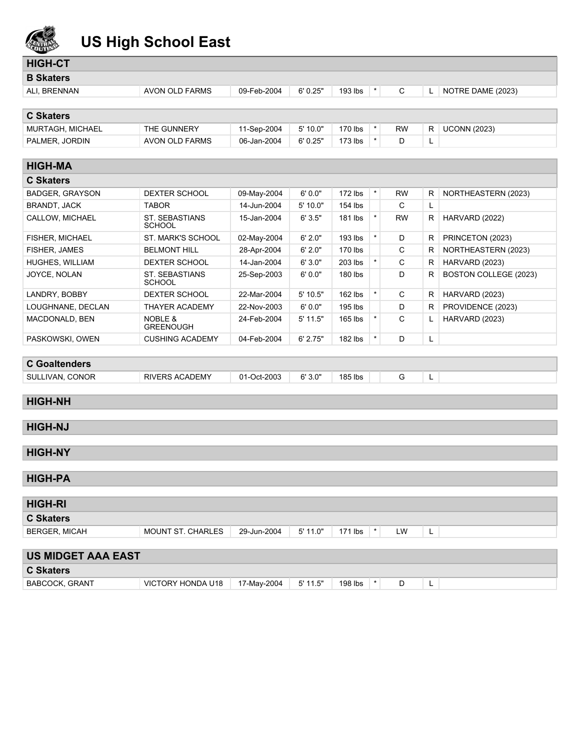# US High School East

## HIGH-CT

### B Skaters

| Name | Team | Birth Date | Height | Weight | | Pos | Shoots | Commitment |
|---|---|---|---|---|---|---|---|---|
| ALI, BRENNAN | AVON OLD FARMS | 09-Feb-2004 | 6' 0.25" | 193 lbs | * | C | L | NOTRE DAME (2023) |

### C Skaters

| Name | Team | Birth Date | Height | Weight | | Pos | Shoots | Commitment |
|---|---|---|---|---|---|---|---|---|
| MURTAGH, MICHAEL | THE GUNNERY | 11-Sep-2004 | 5' 10.0" | 170 lbs | * | RW | R | UCONN (2023) |
| PALMER, JORDIN | AVON OLD FARMS | 06-Jan-2004 | 6' 0.25" | 173 lbs | * | D | L | |

## HIGH-MA

### C Skaters

| Name | Team | Birth Date | Height | Weight | | Pos | Shoots | Commitment |
|---|---|---|---|---|---|---|---|---|
| BADGER, GRAYSON | DEXTER SCHOOL | 09-May-2004 | 6' 0.0" | 172 lbs | * | RW | R | NORTHEASTERN (2023) |
| BRANDT, JACK | TABOR | 14-Jun-2004 | 5' 10.0" | 154 lbs | | C | L | |
| CALLOW, MICHAEL | ST. SEBASTIANS SCHOOL | 15-Jan-2004 | 6' 3.5" | 181 lbs | * | RW | R | HARVARD (2022) |
| FISHER, MICHAEL | ST. MARK'S SCHOOL | 02-May-2004 | 6' 2.0" | 193 lbs | * | D | R | PRINCETON (2023) |
| FISHER, JAMES | BELMONT HILL | 28-Apr-2004 | 6' 2.0" | 170 lbs | | C | R | NORTHEASTERN (2023) |
| HUGHES, WILLIAM | DEXTER SCHOOL | 14-Jan-2004 | 6' 3.0" | 203 lbs | * | C | R | HARVARD (2023) |
| JOYCE, NOLAN | ST. SEBASTIANS SCHOOL | 25-Sep-2003 | 6' 0.0" | 180 lbs | | D | R | BOSTON COLLEGE (2023) |
| LANDRY, BOBBY | DEXTER SCHOOL | 22-Mar-2004 | 5' 10.5" | 162 lbs | * | C | R | HARVARD (2023) |
| LOUGHNANE, DECLAN | THAYER ACADEMY | 22-Nov-2003 | 6' 0.0" | 195 lbs | | D | R | PROVIDENCE (2023) |
| MACDONALD, BEN | NOBLE & GREENOUGH | 24-Feb-2004 | 5' 11.5" | 165 lbs | * | C | L | HARVARD (2023) |
| PASKOWSKI, OWEN | CUSHING ACADEMY | 04-Feb-2004 | 6' 2.75" | 182 lbs | * | D | L | |

### C Goaltenders

| Name | Team | Birth Date | Height | Weight | | Pos | Catches | Commitment |
|---|---|---|---|---|---|---|---|---|
| SULLIVAN, CONOR | RIVERS ACADEMY | 01-Oct-2003 | 6' 3.0" | 185 lbs | | G | L | |

## HIGH-NH

## HIGH-NJ

## HIGH-NY

## HIGH-PA

## HIGH-RI

### C Skaters

| Name | Team | Birth Date | Height | Weight | | Pos | Shoots | Commitment |
|---|---|---|---|---|---|---|---|---|
| BERGER, MICAH | MOUNT ST. CHARLES | 29-Jun-2004 | 5' 11.0" | 171 lbs | * | LW | L | |

## US MIDGET AAA EAST

### C Skaters

| Name | Team | Birth Date | Height | Weight | | Pos | Shoots | Commitment |
|---|---|---|---|---|---|---|---|---|
| BABCOCK, GRANT | VICTORY HONDA U18 | 17-May-2004 | 5' 11.5" | 198 lbs | * | D | L | |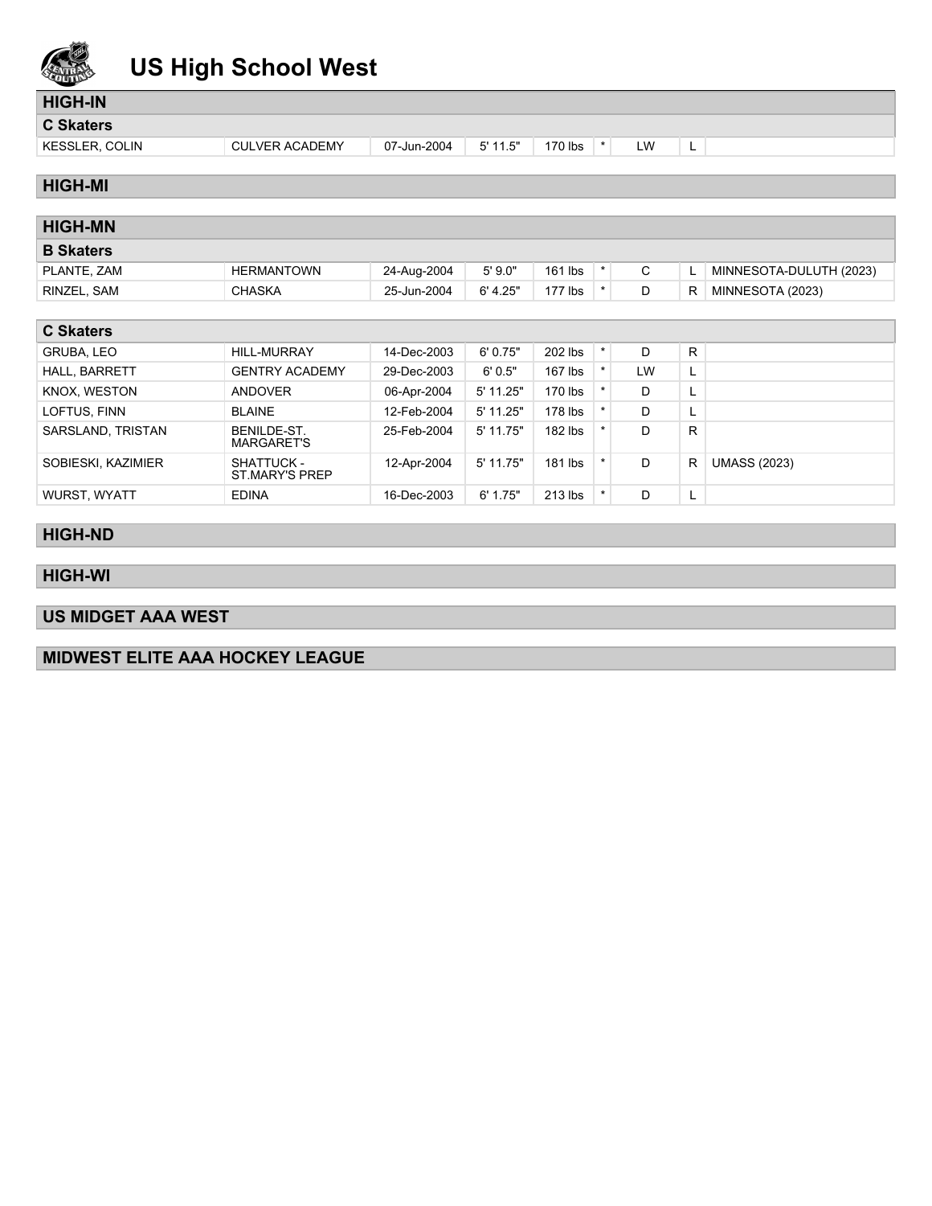# US High School West

## HIGH-IN

### C Skaters

| | | | | | | | | |
|---|---|---|---|---|---|---|---|---|
| KESSLER, COLIN | CULVER ACADEMY | 07-Jun-2004 | 5' 11.5" | 170 lbs | * | LW | L | |

## HIGH-MI

## HIGH-MN

### B Skaters

| | | | | | | | | |
|---|---|---|---|---|---|---|---|---|
| PLANTE, ZAM | HERMANTOWN | 24-Aug-2004 | 5' 9.0" | 161 lbs | * | C | L | MINNESOTA-DULUTH (2023) |
| RINZEL, SAM | CHASKA | 25-Jun-2004 | 6' 4.25" | 177 lbs | * | D | R | MINNESOTA (2023) |

### C Skaters

| | | | | | | | | |
|---|---|---|---|---|---|---|---|---|
| GRUBA, LEO | HILL-MURRAY | 14-Dec-2003 | 6' 0.75" | 202 lbs | * | D | R | |
| HALL, BARRETT | GENTRY ACADEMY | 29-Dec-2003 | 6' 0.5" | 167 lbs | * | LW | L | |
| KNOX, WESTON | ANDOVER | 06-Apr-2004 | 5' 11.25" | 170 lbs | * | D | L | |
| LOFTUS, FINN | BLAINE | 12-Feb-2004 | 5' 11.25" | 178 lbs | * | D | L | |
| SARSLAND, TRISTAN | BENILDE-ST. MARGARET'S | 25-Feb-2004 | 5' 11.75" | 182 lbs | * | D | R | |
| SOBIESKI, KAZIMIER | SHATTUCK - ST.MARY'S PREP | 12-Apr-2004 | 5' 11.75" | 181 lbs | * | D | R | UMASS (2023) |
| WURST, WYATT | EDINA | 16-Dec-2003 | 6' 1.75" | 213 lbs | * | D | L | |

## HIGH-ND

## HIGH-WI

## US MIDGET AAA WEST

## MIDWEST ELITE AAA HOCKEY LEAGUE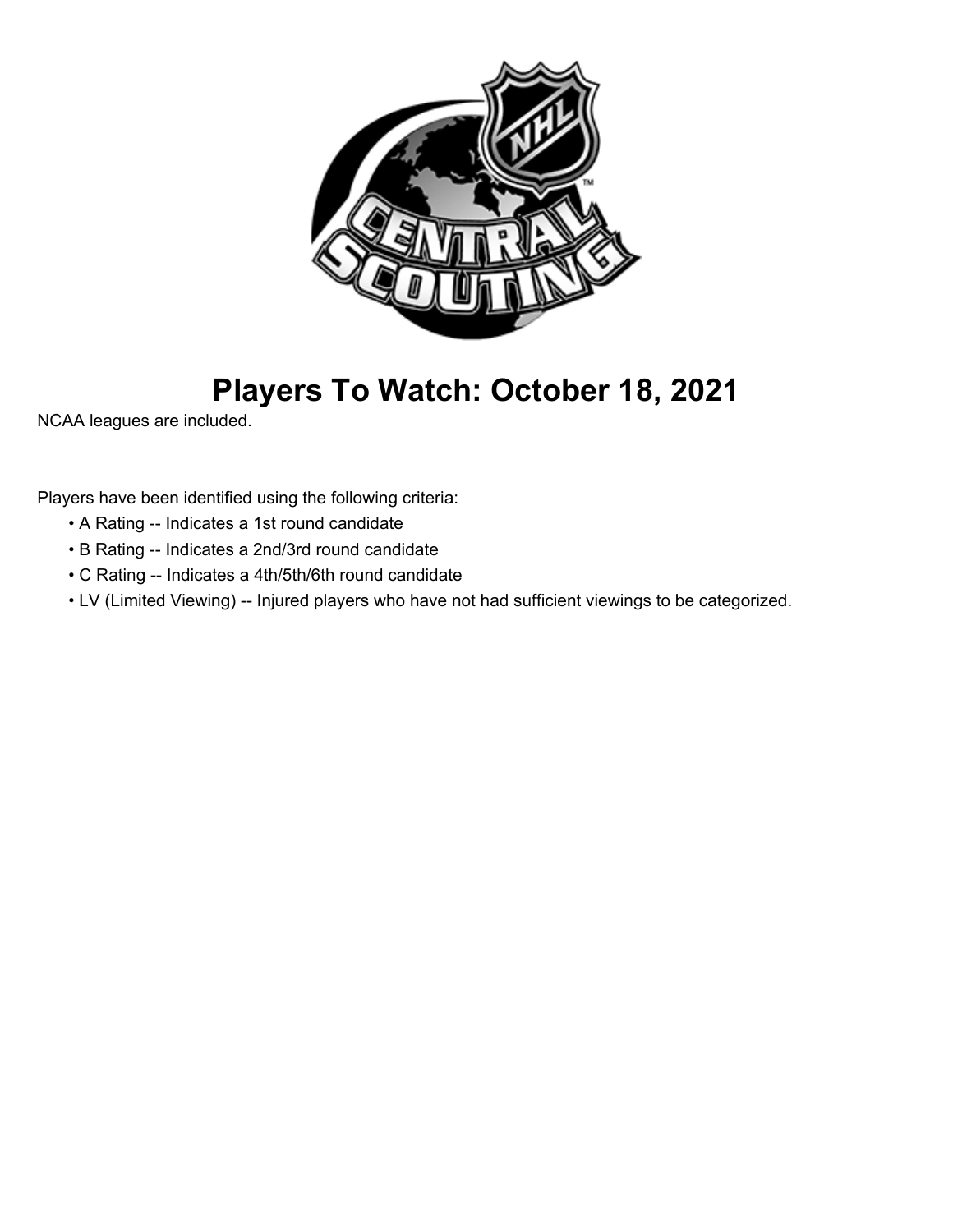# Players To Watch: October 18, 2021

NCAA leagues are included.

Players have been identified using the following criteria:

- A Rating -- Indicates a 1st round candidate
- B Rating -- Indicates a 2nd/3rd round candidate
- C Rating -- Indicates a 4th/5th/6th round candidate
- LV (Limited Viewing) -- Injured players who have not had sufficient viewings to be categorized.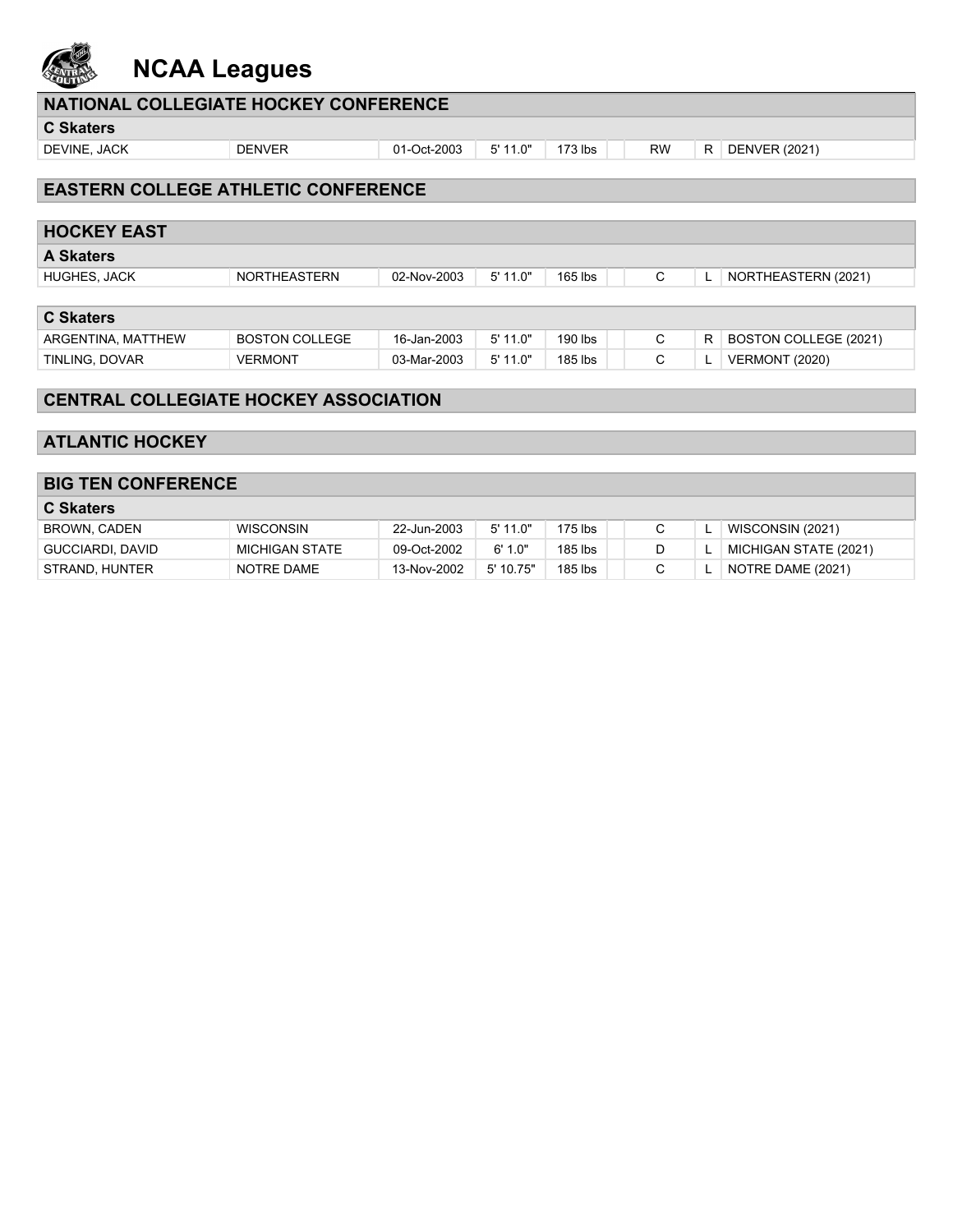# NCAA Leagues

## NATIONAL COLLEGIATE HOCKEY CONFERENCE

### C Skaters

| | | | | | | | | |
|---|---|---|---|---|---|---|---|---|
| DEVINE, JACK | DENVER | 01-Oct-2003 | 5' 11.0" | 173 lbs | | RW | R | DENVER (2021) |

## EASTERN COLLEGE ATHLETIC CONFERENCE

## HOCKEY EAST

### A Skaters

| | | | | | | | | |
|---|---|---|---|---|---|---|---|---|
| HUGHES, JACK | NORTHEASTERN | 02-Nov-2003 | 5' 11.0" | 165 lbs | | C | L | NORTHEASTERN (2021) |

### C Skaters

| | | | | | | | | |
|---|---|---|---|---|---|---|---|---|
| ARGENTINA, MATTHEW | BOSTON COLLEGE | 16-Jan-2003 | 5' 11.0" | 190 lbs | | C | R | BOSTON COLLEGE (2021) |
| TINLING, DOVAR | VERMONT | 03-Mar-2003 | 5' 11.0" | 185 lbs | | C | L | VERMONT (2020) |

## CENTRAL COLLEGIATE HOCKEY ASSOCIATION

## ATLANTIC HOCKEY

## BIG TEN CONFERENCE

### C Skaters

| | | | | | | | | |
|---|---|---|---|---|---|---|---|---|
| BROWN, CADEN | WISCONSIN | 22-Jun-2003 | 5' 11.0" | 175 lbs | | C | L | WISCONSIN (2021) |
| GUCCIARDI, DAVID | MICHIGAN STATE | 09-Oct-2002 | 6' 1.0" | 185 lbs | | D | L | MICHIGAN STATE (2021) |
| STRAND, HUNTER | NOTRE DAME | 13-Nov-2002 | 5' 10.75" | 185 lbs | | C | L | NOTRE DAME (2021) |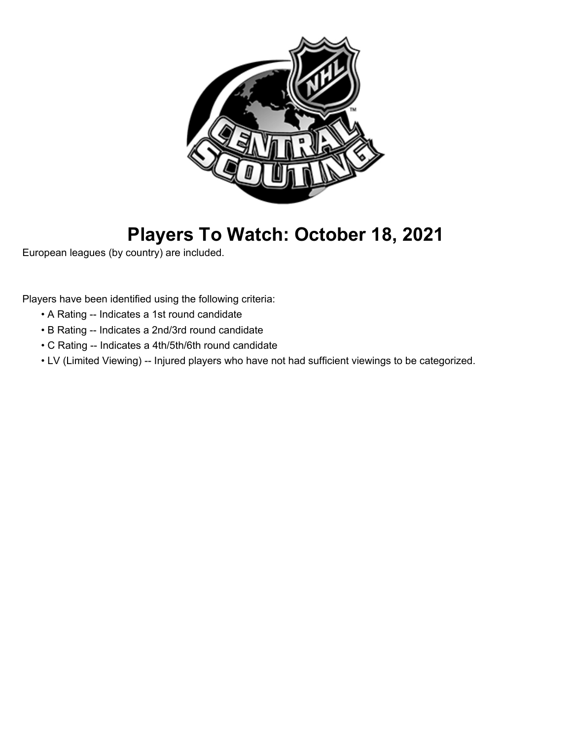# Players To Watch: October 18, 2021

European leagues (by country) are included.

Players have been identified using the following criteria:

- A Rating -- Indicates a 1st round candidate
- B Rating -- Indicates a 2nd/3rd round candidate
- C Rating -- Indicates a 4th/5th/6th round candidate
- LV (Limited Viewing) -- Injured players who have not had sufficient viewings to be categorized.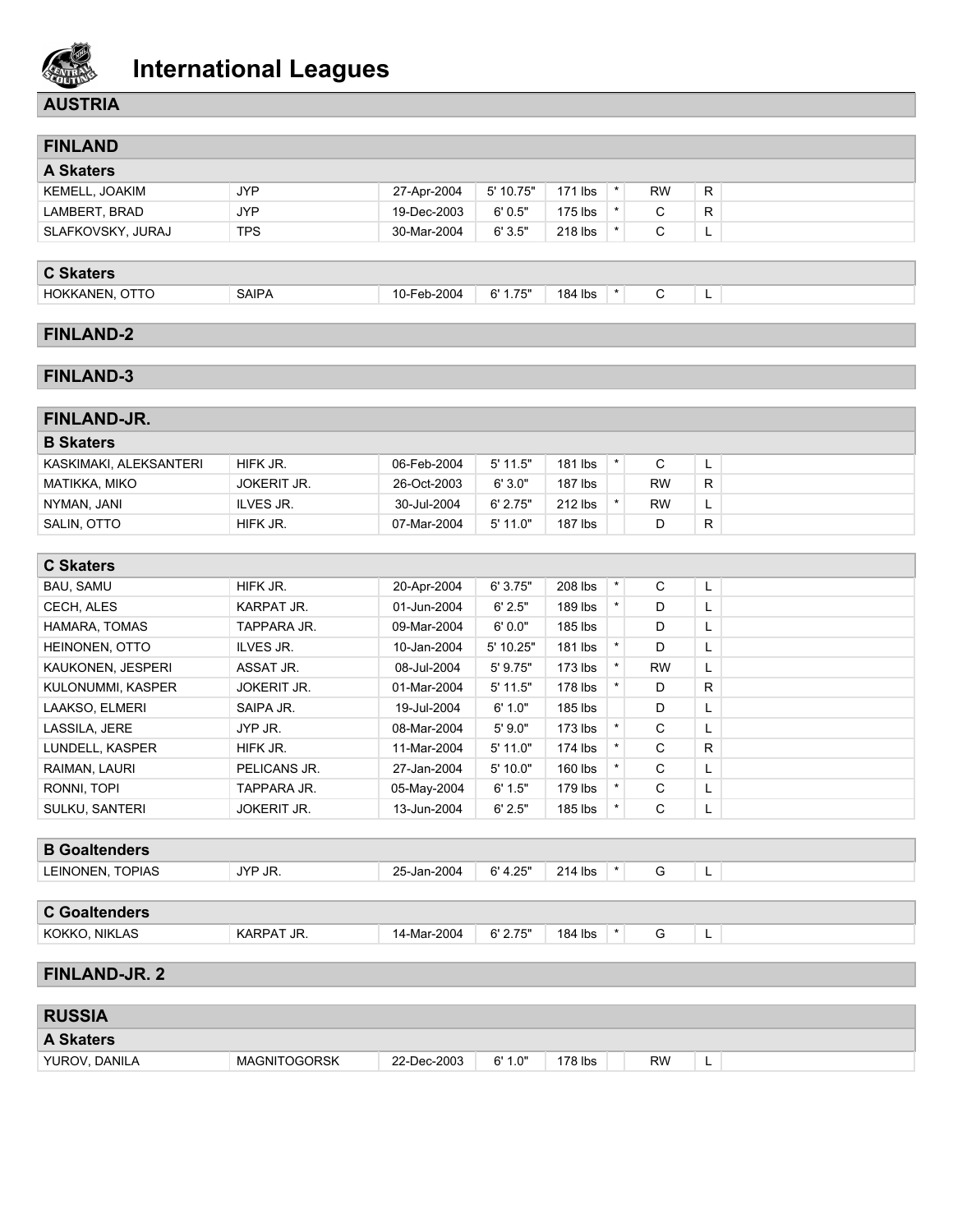# International Leagues

## AUSTRIA

## FINLAND

### A Skaters

| | | | | | | | | |
|---|---|---|---|---|---|---|---|---|
| KEMELL, JOAKIM | JYP | 27-Apr-2004 | 5' 10.75" | 171 lbs | * | RW | R | |
| LAMBERT, BRAD | JYP | 19-Dec-2003 | 6' 0.5" | 175 lbs | * | C | R | |
| SLAFKOVSKY, JURAJ | TPS | 30-Mar-2004 | 6' 3.5" | 218 lbs | * | C | L | |

### C Skaters

| | | | | | | | | |
|---|---|---|---|---|---|---|---|---|
| HOKKANEN, OTTO | SAIPA | 10-Feb-2004 | 6' 1.75" | 184 lbs | * | C | L | |

## FINLAND-2

## FINLAND-3

## FINLAND-JR.

### B Skaters

| | | | | | | | | |
|---|---|---|---|---|---|---|---|---|
| KASKIMAKI, ALEKSANTERI | HIFK JR. | 06-Feb-2004 | 5' 11.5" | 181 lbs | * | C | L | |
| MATIKKA, MIKO | JOKERIT JR. | 26-Oct-2003 | 6' 3.0" | 187 lbs | | RW | R | |
| NYMAN, JANI | ILVES JR. | 30-Jul-2004 | 6' 2.75" | 212 lbs | * | RW | L | |
| SALIN, OTTO | HIFK JR. | 07-Mar-2004 | 5' 11.0" | 187 lbs | | D | R | |

### C Skaters

| | | | | | | | | |
|---|---|---|---|---|---|---|---|---|
| BAU, SAMU | HIFK JR. | 20-Apr-2004 | 6' 3.75" | 208 lbs | * | C | L | |
| CECH, ALES | KARPAT JR. | 01-Jun-2004 | 6' 2.5" | 189 lbs | * | D | L | |
| HAMARA, TOMAS | TAPPARA JR. | 09-Mar-2004 | 6' 0.0" | 185 lbs | | D | L | |
| HEINONEN, OTTO | ILVES JR. | 10-Jan-2004 | 5' 10.25" | 181 lbs | * | D | L | |
| KAUKONEN, JESPERI | ASSAT JR. | 08-Jul-2004 | 5' 9.75" | 173 lbs | * | RW | L | |
| KULONUMMI, KASPER | JOKERIT JR. | 01-Mar-2004 | 5' 11.5" | 178 lbs | * | D | R | |
| LAAKSO, ELMERI | SAIPA JR. | 19-Jul-2004 | 6' 1.0" | 185 lbs | | D | L | |
| LASSILA, JERE | JYP JR. | 08-Mar-2004 | 5' 9.0" | 173 lbs | * | C | L | |
| LUNDELL, KASPER | HIFK JR. | 11-Mar-2004 | 5' 11.0" | 174 lbs | * | C | R | |
| RAIMAN, LAURI | PELICANS JR. | 27-Jan-2004 | 5' 10.0" | 160 lbs | * | C | L | |
| RONNI, TOPI | TAPPARA JR. | 05-May-2004 | 6' 1.5" | 179 lbs | * | C | L | |
| SULKU, SANTERI | JOKERIT JR. | 13-Jun-2004 | 6' 2.5" | 185 lbs | * | C | L | |

### B Goaltenders

| | | | | | | | | |
|---|---|---|---|---|---|---|---|---|
| LEINONEN, TOPIAS | JYP JR. | 25-Jan-2004 | 6' 4.25" | 214 lbs | * | G | L | |

### C Goaltenders

| | | | | | | | | |
|---|---|---|---|---|---|---|---|---|
| KOKKO, NIKLAS | KARPAT JR. | 14-Mar-2004 | 6' 2.75" | 184 lbs | * | G | L | |

## FINLAND-JR. 2

## RUSSIA

### A Skaters

| | | | | | | | | |
|---|---|---|---|---|---|---|---|---|
| YUROV, DANILA | MAGNITOGORSK | 22-Dec-2003 | 6' 1.0" | 178 lbs | | RW | L | |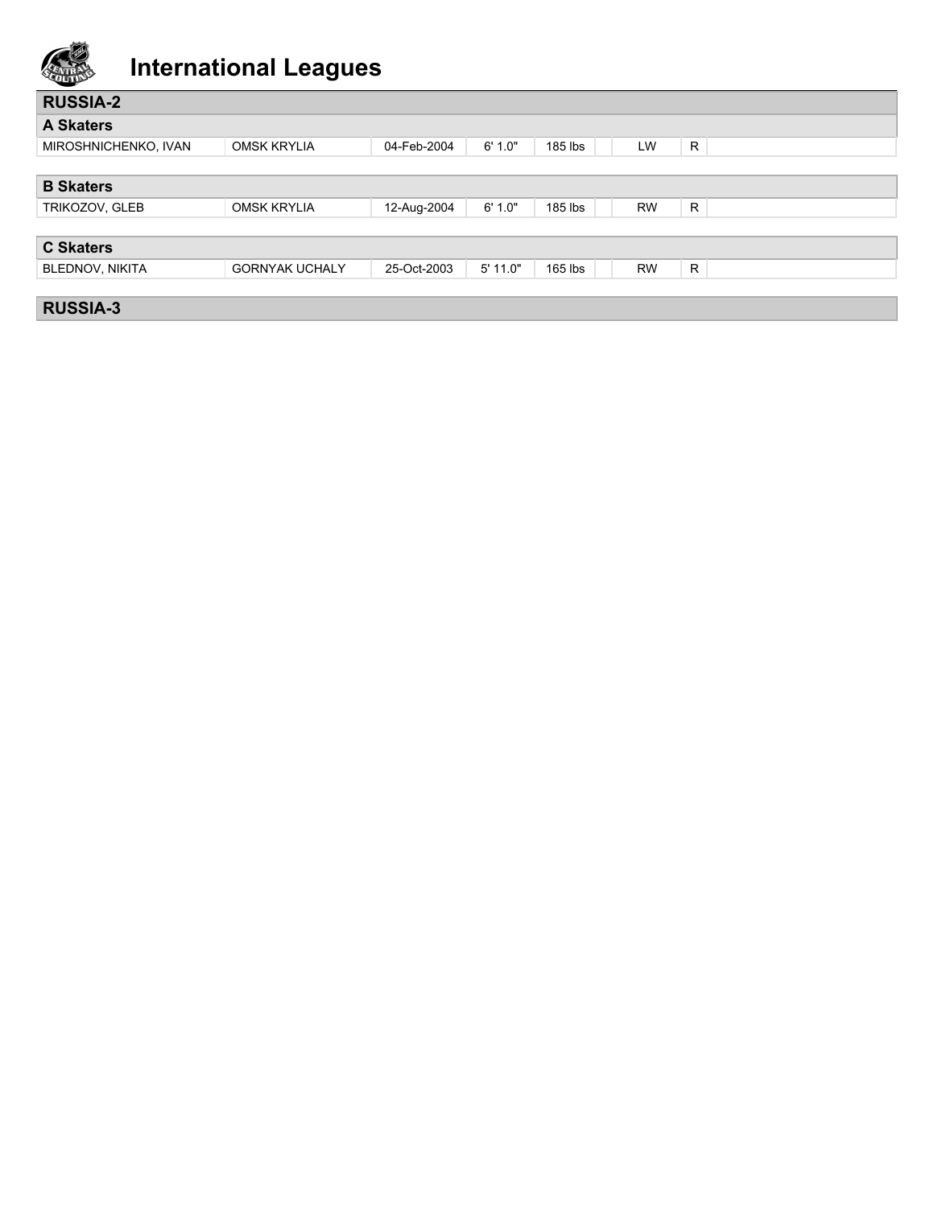# International Leagues

## RUSSIA-2

### A Skaters

| | | | | | | | | |
|---|---|---|---|---|---|---|---|---|
| MIROSHNICHENKO, IVAN | OMSK KRYLIA | 04-Feb-2004 | 6' 1.0" | 185 lbs | | LW | R | |

### B Skaters

| | | | | | | | | |
|---|---|---|---|---|---|---|---|---|
| TRIKOZOV, GLEB | OMSK KRYLIA | 12-Aug-2004 | 6' 1.0" | 185 lbs | | RW | R | |

### C Skaters

| | | | | | | | | |
|---|---|---|---|---|---|---|---|---|
| BLEDNOV, NIKITA | GORNYAK UCHALY | 25-Oct-2003 | 5' 11.0" | 165 lbs | | RW | R | |

## RUSSIA-3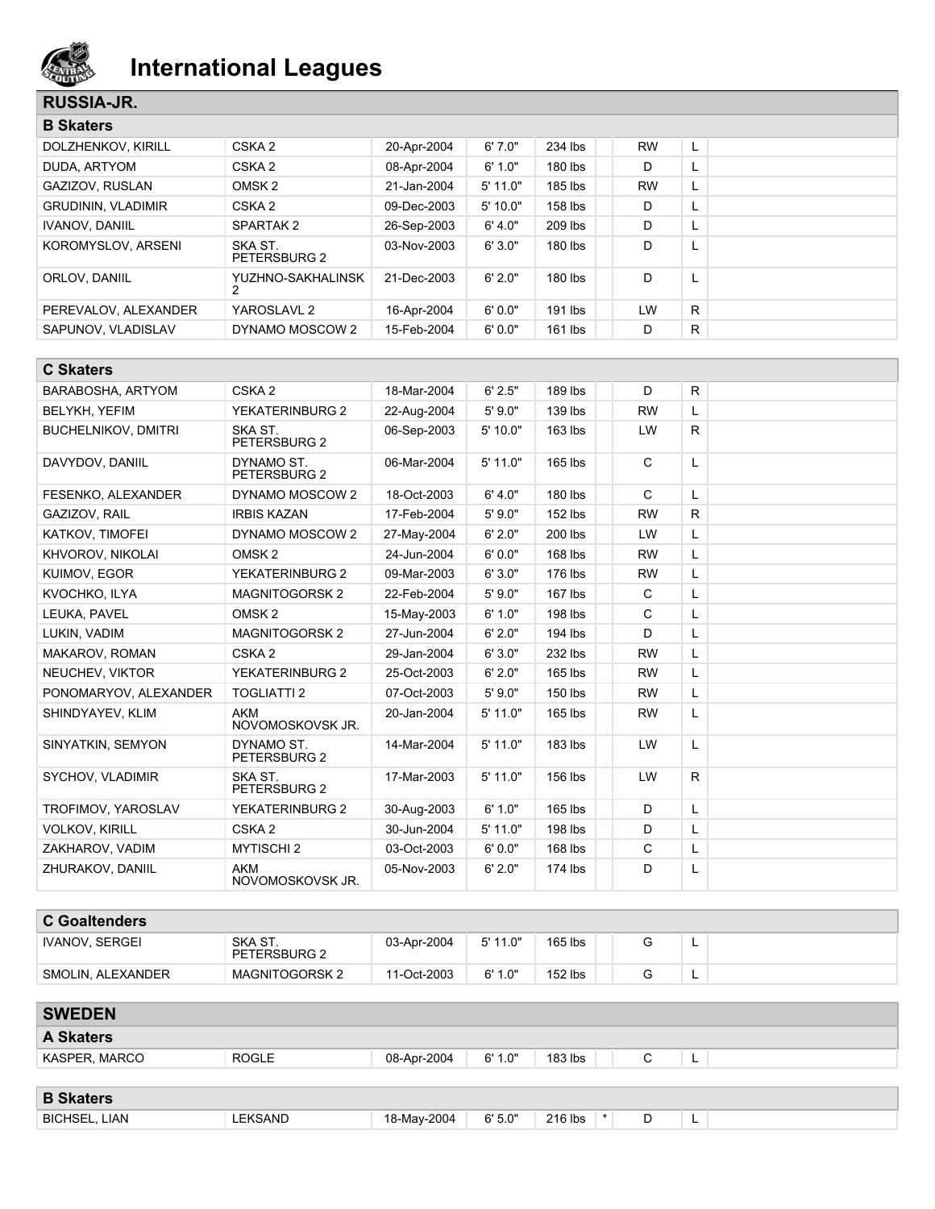# International Leagues

## RUSSIA-JR.

### B Skaters

| Name | Team | Birth Date | Height | Weight | | Pos | Shoots |
|---|---|---|---|---|---|---|---|
| DOLZHENKOV, KIRILL | CSKA 2 | 20-Apr-2004 | 6' 7.0" | 234 lbs | | RW | L |
| DUDA, ARTYOM | CSKA 2 | 08-Apr-2004 | 6' 1.0" | 180 lbs | | D | L |
| GAZIZOV, RUSLAN | OMSK 2 | 21-Jan-2004 | 5' 11.0" | 185 lbs | | RW | L |
| GRUDININ, VLADIMIR | CSKA 2 | 09-Dec-2003 | 5' 10.0" | 158 lbs | | D | L |
| IVANOV, DANIIL | SPARTAK 2 | 26-Sep-2003 | 6' 4.0" | 209 lbs | | D | L |
| KOROMYSLOV, ARSENI | SKA ST. PETERSBURG 2 | 03-Nov-2003 | 6' 3.0" | 180 lbs | | D | L |
| ORLOV, DANIIL | YUZHNO-SAKHALINSK 2 | 21-Dec-2003 | 6' 2.0" | 180 lbs | | D | L |
| PEREVALOV, ALEXANDER | YAROSLAVL 2 | 16-Apr-2004 | 6' 0.0" | 191 lbs | | LW | R |
| SAPUNOV, VLADISLAV | DYNAMO MOSCOW 2 | 15-Feb-2004 | 6' 0.0" | 161 lbs | | D | R |

### C Skaters

| Name | Team | Birth Date | Height | Weight | | Pos | Shoots |
|---|---|---|---|---|---|---|---|
| BARABOSHA, ARTYOM | CSKA 2 | 18-Mar-2004 | 6' 2.5" | 189 lbs | | D | R |
| BELYKH, YEFIM | YEKATERINBURG 2 | 22-Aug-2004 | 5' 9.0" | 139 lbs | | RW | L |
| BUCHELNIKOV, DMITRI | SKA ST. PETERSBURG 2 | 06-Sep-2003 | 5' 10.0" | 163 lbs | | LW | R |
| DAVYDOV, DANIIL | DYNAMO ST. PETERSBURG 2 | 06-Mar-2004 | 5' 11.0" | 165 lbs | | C | L |
| FESENKO, ALEXANDER | DYNAMO MOSCOW 2 | 18-Oct-2003 | 6' 4.0" | 180 lbs | | C | L |
| GAZIZOV, RAIL | IRBIS KAZAN | 17-Feb-2004 | 5' 9.0" | 152 lbs | | RW | R |
| KATKOV, TIMOFEI | DYNAMO MOSCOW 2 | 27-May-2004 | 6' 2.0" | 200 lbs | | LW | L |
| KHVOROV, NIKOLAI | OMSK 2 | 24-Jun-2004 | 6' 0.0" | 168 lbs | | RW | L |
| KUIMOV, EGOR | YEKATERINBURG 2 | 09-Mar-2003 | 6' 3.0" | 176 lbs | | RW | L |
| KVOCHKO, ILYA | MAGNITOGORSK 2 | 22-Feb-2004 | 5' 9.0" | 167 lbs | | C | L |
| LEUKA, PAVEL | OMSK 2 | 15-May-2003 | 6' 1.0" | 198 lbs | | C | L |
| LUKIN, VADIM | MAGNITOGORSK 2 | 27-Jun-2004 | 6' 2.0" | 194 lbs | | D | L |
| MAKAROV, ROMAN | CSKA 2 | 29-Jan-2004 | 6' 3.0" | 232 lbs | | RW | L |
| NEUCHEV, VIKTOR | YEKATERINBURG 2 | 25-Oct-2003 | 6' 2.0" | 165 lbs | | RW | L |
| PONOMARYOV, ALEXANDER | TOGLIATTI 2 | 07-Oct-2003 | 5' 9.0" | 150 lbs | | RW | L |
| SHINDYAYEV, KLIM | AKM NOVOMOSKOVSK JR. | 20-Jan-2004 | 5' 11.0" | 165 lbs | | RW | L |
| SINYATKIN, SEMYON | DYNAMO ST. PETERSBURG 2 | 14-Mar-2004 | 5' 11.0" | 183 lbs | | LW | L |
| SYCHOV, VLADIMIR | SKA ST. PETERSBURG 2 | 17-Mar-2003 | 5' 11.0" | 156 lbs | | LW | R |
| TROFIMOV, YAROSLAV | YEKATERINBURG 2 | 30-Aug-2003 | 6' 1.0" | 165 lbs | | D | L |
| VOLKOV, KIRILL | CSKA 2 | 30-Jun-2004 | 5' 11.0" | 198 lbs | | D | L |
| ZAKHAROV, VADIM | MYTISCHI 2 | 03-Oct-2003 | 6' 0.0" | 168 lbs | | C | L |
| ZHURAKOV, DANIIL | AKM NOVOMOSKOVSK JR. | 05-Nov-2003 | 6' 2.0" | 174 lbs | | D | L |

### C Goaltenders

| Name | Team | Birth Date | Height | Weight | | Pos | Catches |
|---|---|---|---|---|---|---|---|
| IVANOV, SERGEI | SKA ST. PETERSBURG 2 | 03-Apr-2004 | 5' 11.0" | 165 lbs | | G | L |
| SMOLIN, ALEXANDER | MAGNITOGORSK 2 | 11-Oct-2003 | 6' 1.0" | 152 lbs | | G | L |

## SWEDEN

### A Skaters

| Name | Team | Birth Date | Height | Weight | | Pos | Shoots |
|---|---|---|---|---|---|---|---|
| KASPER, MARCO | ROGLE | 08-Apr-2004 | 6' 1.0" | 183 lbs | | C | L |

### B Skaters

| Name | Team | Birth Date | Height | Weight | | Pos | Shoots |
|---|---|---|---|---|---|---|---|
| BICHSEL, LIAN | LEKSAND | 18-May-2004 | 6' 5.0" | 216 lbs | * | D | L |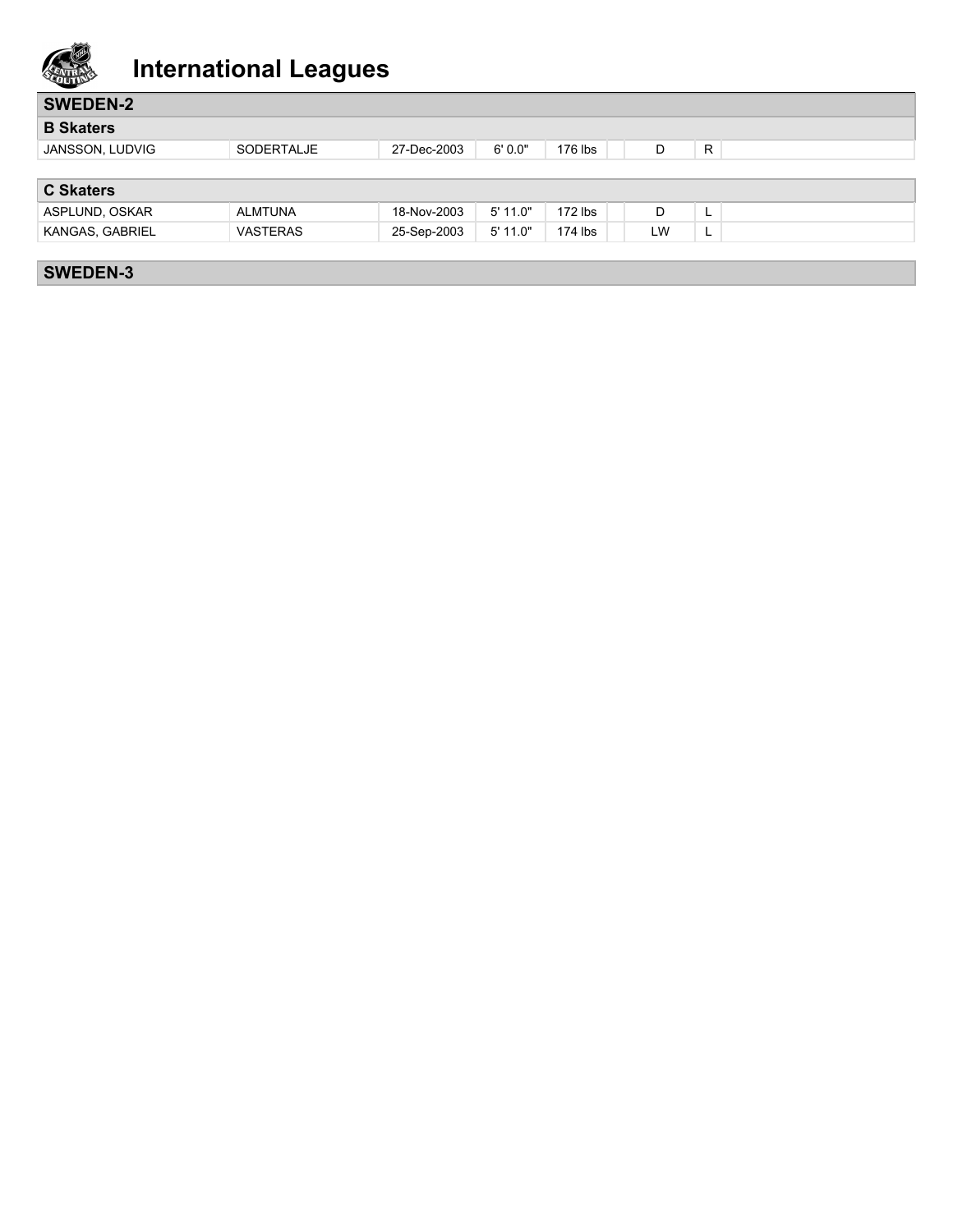# International Leagues

## SWEDEN-2

### B Skaters

| | | | | | | | | |
|---|---|---|---|---|---|---|---|---|
| JANSSON, LUDVIG | SODERTALJE | 27-Dec-2003 | 6' 0.0" | 176 lbs | | D | R | |

### C Skaters

| | | | | | | | | |
|---|---|---|---|---|---|---|---|---|
| ASPLUND, OSKAR | ALMTUNA | 18-Nov-2003 | 5' 11.0" | 172 lbs | | D | L | |
| KANGAS, GABRIEL | VASTERAS | 25-Sep-2003 | 5' 11.0" | 174 lbs | | LW | L | |

## SWEDEN-3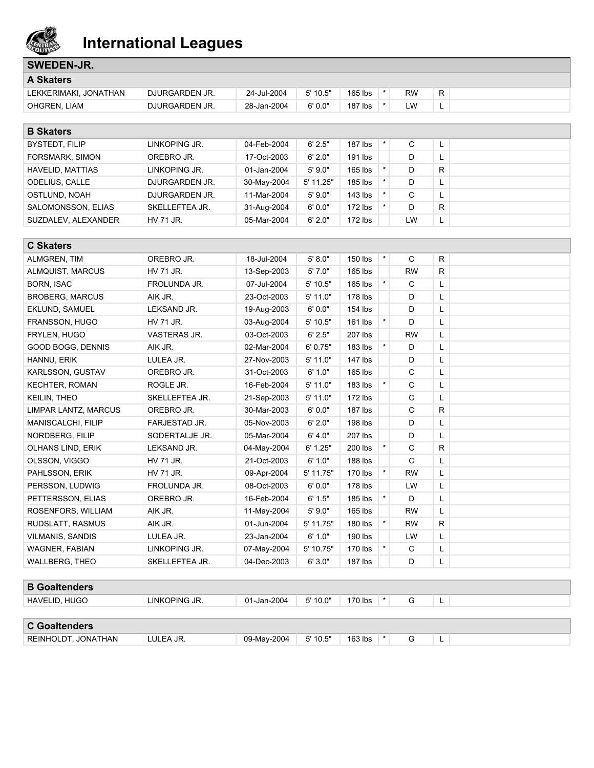# International Leagues

## SWEDEN-JR.

### A Skaters

| | | | | | | | | |
|---|---|---|---|---|---|---|---|---|
| LEKKERIMAKI, JONATHAN | DJURGARDEN JR. | 24-Jul-2004 | 5' 10.5" | 165 lbs | * | RW | R | |
| OHGREN, LIAM | DJURGARDEN JR. | 28-Jan-2004 | 6' 0.0" | 187 lbs | * | LW | L | |

### B Skaters

| | | | | | | | | |
|---|---|---|---|---|---|---|---|---|
| BYSTEDT, FILIP | LINKOPING JR. | 04-Feb-2004 | 6' 2.5" | 187 lbs | * | C | L | |
| FORSMARK, SIMON | OREBRO JR. | 17-Oct-2003 | 6' 2.0" | 191 lbs | | D | L | |
| HAVELID, MATTIAS | LINKOPING JR. | 01-Jan-2004 | 5' 9.0" | 165 lbs | * | D | R | |
| ODELIUS, CALLE | DJURGARDEN JR. | 30-May-2004 | 5' 11.25" | 185 lbs | * | D | L | |
| OSTLUND, NOAH | DJURGARDEN JR. | 11-Mar-2004 | 5' 9.0" | 143 lbs | * | C | L | |
| SALOMONSSON, ELIAS | SKELLEFTEA JR. | 31-Aug-2004 | 6' 0.0" | 172 lbs | * | D | R | |
| SUZDALEV, ALEXANDER | HV 71 JR. | 05-Mar-2004 | 6' 2.0" | 172 lbs | | LW | L | |

### C Skaters

| | | | | | | | | |
|---|---|---|---|---|---|---|---|---|
| ALMGREN, TIM | OREBRO JR. | 18-Jul-2004 | 5' 8.0" | 150 lbs | * | C | R | |
| ALMQUIST, MARCUS | HV 71 JR. | 13-Sep-2003 | 5' 7.0" | 165 lbs | | RW | R | |
| BORN, ISAC | FROLUNDA JR. | 07-Jul-2004 | 5' 10.5" | 165 lbs | * | C | L | |
| BROBERG, MARCUS | AIK JR. | 23-Oct-2003 | 5' 11.0" | 178 lbs | | D | L | |
| EKLUND, SAMUEL | LEKSAND JR. | 19-Aug-2003 | 6' 0.0" | 154 lbs | | D | L | |
| FRANSSON, HUGO | HV 71 JR. | 03-Aug-2004 | 5' 10.5" | 161 lbs | * | D | L | |
| FRYLEN, HUGO | VASTERAS JR. | 03-Oct-2003 | 6' 2.5" | 207 lbs | | RW | L | |
| GOOD BOGG, DENNIS | AIK JR. | 02-Mar-2004 | 6' 0.75" | 183 lbs | * | D | L | |
| HANNU, ERIK | LULEA JR. | 27-Nov-2003 | 5' 11.0" | 147 lbs | | D | L | |
| KARLSSON, GUSTAV | OREBRO JR. | 31-Oct-2003 | 6' 1.0" | 165 lbs | | C | L | |
| KECHTER, ROMAN | ROGLE JR. | 16-Feb-2004 | 5' 11.0" | 183 lbs | * | C | L | |
| KEILIN, THEO | SKELLEFTEA JR. | 21-Sep-2003 | 5' 11.0" | 172 lbs | | C | L | |
| LIMPAR LANTZ, MARCUS | OREBRO JR. | 30-Mar-2003 | 6' 0.0" | 187 lbs | | C | R | |
| MANISCALCHI, FILIP | FARJESTAD JR. | 05-Nov-2003 | 6' 2.0" | 198 lbs | | D | L | |
| NORDBERG, FILIP | SODERTALJE JR. | 05-Mar-2004 | 6' 4.0" | 207 lbs | | D | L | |
| OLHANS LIND, ERIK | LEKSAND JR. | 04-May-2004 | 6' 1.25" | 200 lbs | * | C | R | |
| OLSSON, VIGGO | HV 71 JR. | 21-Oct-2003 | 6' 1.0" | 188 lbs | | C | L | |
| PAHLSSON, ERIK | HV 71 JR. | 09-Apr-2004 | 5' 11.75" | 170 lbs | * | RW | L | |
| PERSSON, LUDWIG | FROLUNDA JR. | 08-Oct-2003 | 6' 0.0" | 178 lbs | | LW | L | |
| PETTERSSON, ELIAS | OREBRO JR. | 16-Feb-2004 | 6' 1.5" | 185 lbs | * | D | L | |
| ROSENFORS, WILLIAM | AIK JR. | 11-May-2004 | 5' 9.0" | 165 lbs | | RW | L | |
| RUDSLATT, RASMUS | AIK JR. | 01-Jun-2004 | 5' 11.75" | 180 lbs | * | RW | R | |
| VILMANIS, SANDIS | LULEA JR. | 23-Jan-2004 | 6' 1.0" | 190 lbs | | LW | L | |
| WAGNER, FABIAN | LINKOPING JR. | 07-May-2004 | 5' 10.75" | 170 lbs | * | C | L | |
| WALLBERG, THEO | SKELLEFTEA JR. | 04-Dec-2003 | 6' 3.0" | 187 lbs | | D | L | |

### B Goaltenders

| | | | | | | | | |
|---|---|---|---|---|---|---|---|---|
| HAVELID, HUGO | LINKOPING JR. | 01-Jan-2004 | 5' 10.0" | 170 lbs | * | G | L | |

### C Goaltenders

| | | | | | | | | |
|---|---|---|---|---|---|---|---|---|
| REINHOLDT, JONATHAN | LULEA JR. | 09-May-2004 | 5' 10.5" | 163 lbs | * | G | L | |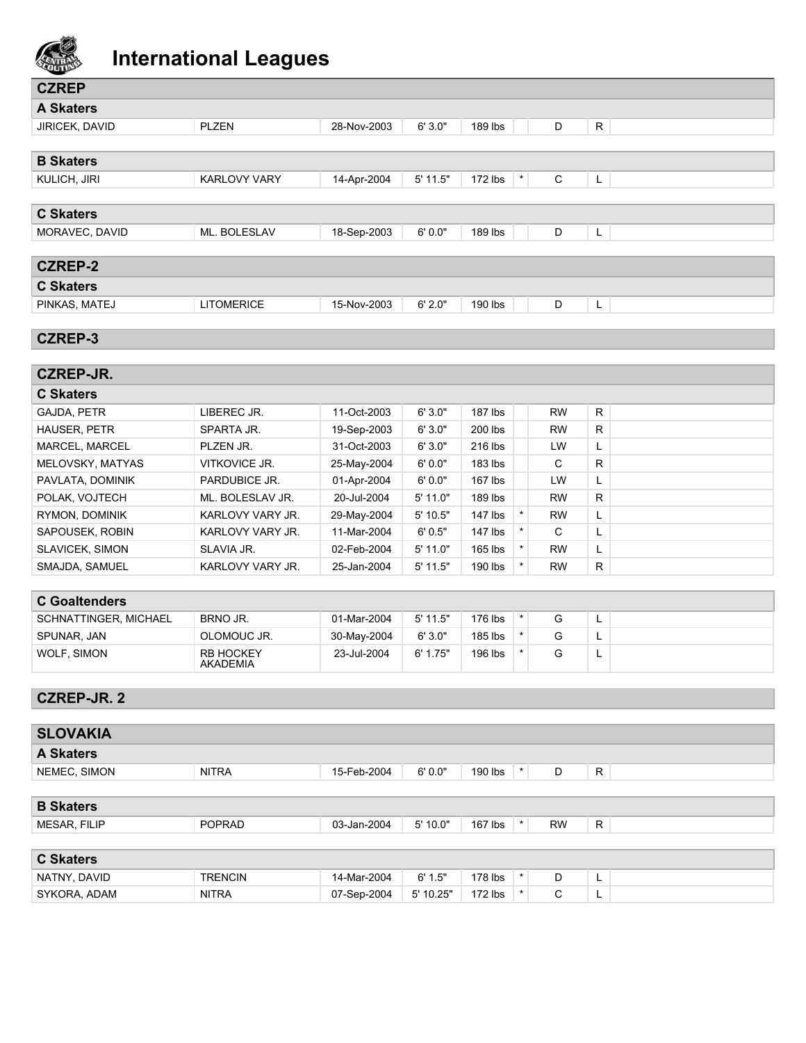# International Leagues

## CZREP

### A Skaters

| | | | | | | | | |
|---|---|---|---|---|---|---|---|---|
| JIRICEK, DAVID | PLZEN | 28-Nov-2003 | 6' 3.0" | 189 lbs | | D | R | |

### B Skaters

| | | | | | | | | |
|---|---|---|---|---|---|---|---|---|
| KULICH, JIRI | KARLOVY VARY | 14-Apr-2004 | 5' 11.5" | 172 lbs | * | C | L | |

### C Skaters

| | | | | | | | | |
|---|---|---|---|---|---|---|---|---|
| MORAVEC, DAVID | ML. BOLESLAV | 18-Sep-2003 | 6' 0.0" | 189 lbs | | D | L | |

## CZREP-2

### C Skaters

| | | | | | | | | |
|---|---|---|---|---|---|---|---|---|
| PINKAS, MATEJ | LITOMERICE | 15-Nov-2003 | 6' 2.0" | 190 lbs | | D | L | |

## CZREP-3

## CZREP-JR.

### C Skaters

| | | | | | | | | |
|---|---|---|---|---|---|---|---|---|
| GAJDA, PETR | LIBEREC JR. | 11-Oct-2003 | 6' 3.0" | 187 lbs | | RW | R | |
| HAUSER, PETR | SPARTA JR. | 19-Sep-2003 | 6' 3.0" | 200 lbs | | RW | R | |
| MARCEL, MARCEL | PLZEN JR. | 31-Oct-2003 | 6' 3.0" | 216 lbs | | LW | L | |
| MELOVSKY, MATYAS | VITKOVICE JR. | 25-May-2004 | 6' 0.0" | 183 lbs | | C | R | |
| PAVLATA, DOMINIK | PARDUBICE JR. | 01-Apr-2004 | 6' 0.0" | 167 lbs | | LW | L | |
| POLAK, VOJTECH | ML. BOLESLAV JR. | 20-Jul-2004 | 5' 11.0" | 189 lbs | | RW | R | |
| RYMON, DOMINIK | KARLOVY VARY JR. | 29-May-2004 | 5' 10.5" | 147 lbs | * | RW | L | |
| SAPOUSEK, ROBIN | KARLOVY VARY JR. | 11-Mar-2004 | 6' 0.5" | 147 lbs | * | C | L | |
| SLAVICEK, SIMON | SLAVIA JR. | 02-Feb-2004 | 5' 11.0" | 165 lbs | * | RW | L | |
| SMAJDA, SAMUEL | KARLOVY VARY JR. | 25-Jan-2004 | 5' 11.5" | 190 lbs | * | RW | R | |

### C Goaltenders

| | | | | | | | | |
|---|---|---|---|---|---|---|---|---|
| SCHNATTINGER, MICHAEL | BRNO JR. | 01-Mar-2004 | 5' 11.5" | 176 lbs | * | G | L | |
| SPUNAR, JAN | OLOMOUC JR. | 30-May-2004 | 6' 3.0" | 185 lbs | * | G | L | |
| WOLF, SIMON | RB HOCKEY AKADEMIA | 23-Jul-2004 | 6' 1.75" | 196 lbs | * | G | L | |

## CZREP-JR. 2

## SLOVAKIA

### A Skaters

| | | | | | | | | |
|---|---|---|---|---|---|---|---|---|
| NEMEC, SIMON | NITRA | 15-Feb-2004 | 6' 0.0" | 190 lbs | * | D | R | |

### B Skaters

| | | | | | | | | |
|---|---|---|---|---|---|---|---|---|
| MESAR, FILIP | POPRAD | 03-Jan-2004 | 5' 10.0" | 167 lbs | * | RW | R | |

### C Skaters

| | | | | | | | | |
|---|---|---|---|---|---|---|---|---|
| NATNY, DAVID | TRENCIN | 14-Mar-2004 | 6' 1.5" | 178 lbs | * | D | L | |
| SYKORA, ADAM | NITRA | 07-Sep-2004 | 5' 10.25" | 172 lbs | * | C | L | |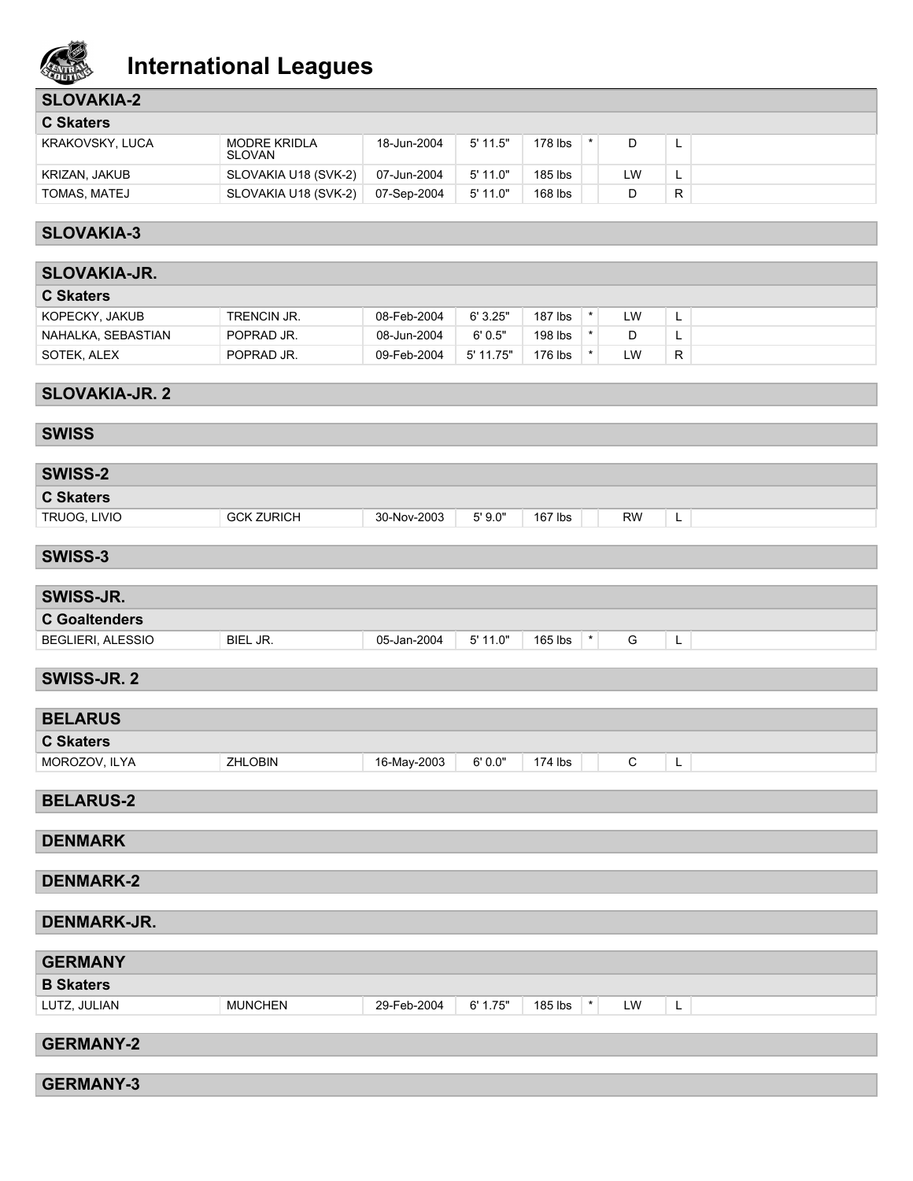# International Leagues

## SLOVAKIA-2

**C Skaters**

| | | | | | | | | |
|---|---|---|---|---|---|---|---|---|
| KRAKOVSKY, LUCA | MODRE KRIDLA SLOVAN | 18-Jun-2004 | 5' 11.5" | 178 lbs | * | D | L | |
| KRIZAN, JAKUB | SLOVAKIA U18 (SVK-2) | 07-Jun-2004 | 5' 11.0" | 185 lbs | | LW | L | |
| TOMAS, MATEJ | SLOVAKIA U18 (SVK-2) | 07-Sep-2004 | 5' 11.0" | 168 lbs | | D | R | |

## SLOVAKIA-3

## SLOVAKIA-JR.

**C Skaters**

| | | | | | | | | |
|---|---|---|---|---|---|---|---|---|
| KOPECKY, JAKUB | TRENCIN JR. | 08-Feb-2004 | 6' 3.25" | 187 lbs | * | LW | L | |
| NAHALKA, SEBASTIAN | POPRAD JR. | 08-Jun-2004 | 6' 0.5" | 198 lbs | * | D | L | |
| SOTEK, ALEX | POPRAD JR. | 09-Feb-2004 | 5' 11.75" | 176 lbs | * | LW | R | |

## SLOVAKIA-JR. 2

## SWISS

## SWISS-2

**C Skaters**

| | | | | | | | | |
|---|---|---|---|---|---|---|---|---|
| TRUOG, LIVIO | GCK ZURICH | 30-Nov-2003 | 5' 9.0" | 167 lbs | | RW | L | |

## SWISS-3

## SWISS-JR.

**C Goaltenders**

| | | | | | | | | |
|---|---|---|---|---|---|---|---|---|
| BEGLIERI, ALESSIO | BIEL JR. | 05-Jan-2004 | 5' 11.0" | 165 lbs | * | G | L | |

## SWISS-JR. 2

## BELARUS

**C Skaters**

| | | | | | | | | |
|---|---|---|---|---|---|---|---|---|
| MOROZOV, ILYA | ZHLOBIN | 16-May-2003 | 6' 0.0" | 174 lbs | | C | L | |

## BELARUS-2

## DENMARK

## DENMARK-2

## DENMARK-JR.

## GERMANY

**B Skaters**

| | | | | | | | | |
|---|---|---|---|---|---|---|---|---|
| LUTZ, JULIAN | MUNCHEN | 29-Feb-2004 | 6' 1.75" | 185 lbs | * | LW | L | |

## GERMANY-2

## GERMANY-3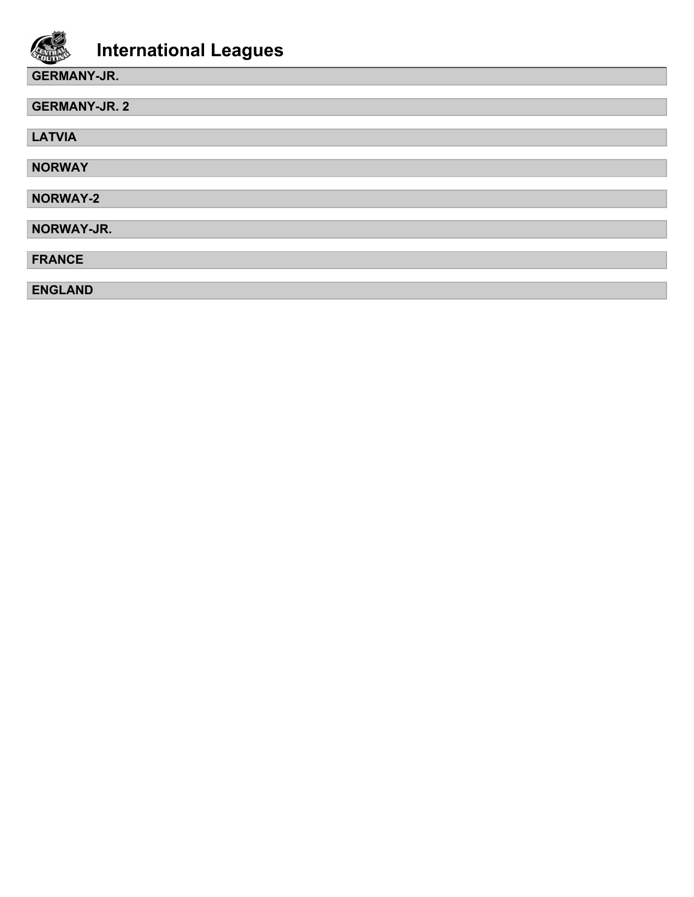# International Leagues

## GERMANY-JR.

## GERMANY-JR. 2

## LATVIA

## NORWAY

## NORWAY-2

## NORWAY-JR.

## FRANCE

## ENGLAND